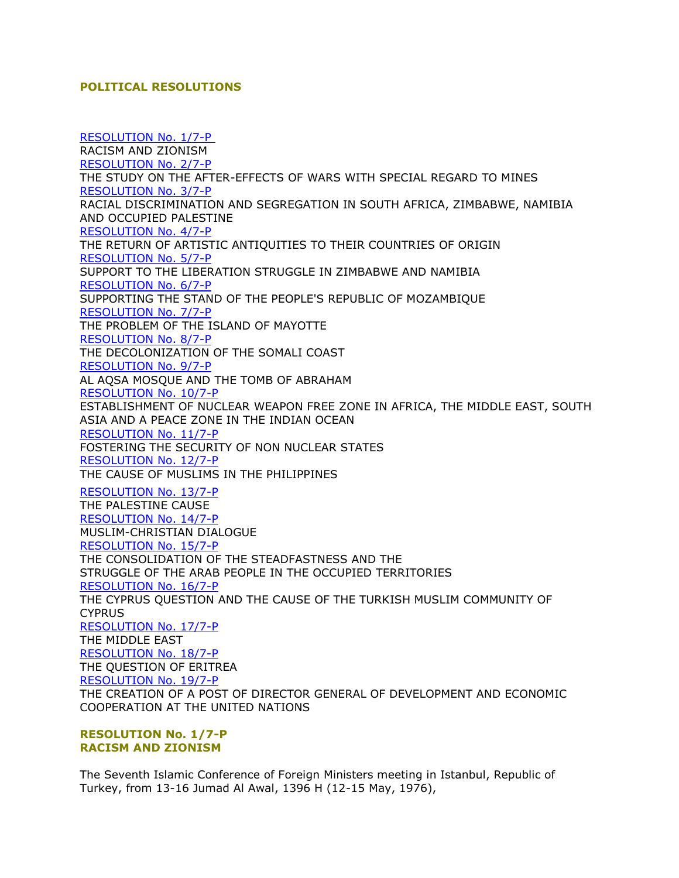## POLITICAL RESOLUTIONS

RESOLUTION No. 1/7-P
RACISM AND ZIONISM
RESOLUTION No. 2/7-P
THE STUDY ON THE AFTER-EFFECTS OF WARS WITH SPECIAL REGARD TO MINES
RESOLUTION No. 3/7-P
RACIAL DISCRIMINATION AND SEGREGATION IN SOUTH AFRICA, ZIMBABWE, NAMIBIA AND OCCUPIED PALESTINE
RESOLUTION No. 4/7-P
THE RETURN OF ARTISTIC ANTIQUITIES TO THEIR COUNTRIES OF ORIGIN
RESOLUTION No. 5/7-P
SUPPORT TO THE LIBERATION STRUGGLE IN ZIMBABWE AND NAMIBIA
RESOLUTION No. 6/7-P
SUPPORTING THE STAND OF THE PEOPLE'S REPUBLIC OF MOZAMBIQUE
RESOLUTION No. 7/7-P
THE PROBLEM OF THE ISLAND OF MAYOTTE
RESOLUTION No. 8/7-P
THE DECOLONIZATION OF THE SOMALI COAST
RESOLUTION No. 9/7-P
AL AQSA MOSQUE AND THE TOMB OF ABRAHAM
RESOLUTION No. 10/7-P
ESTABLISHMENT OF NUCLEAR WEAPON FREE ZONE IN AFRICA, THE MIDDLE EAST, SOUTH ASIA AND A PEACE ZONE IN THE INDIAN OCEAN
RESOLUTION No. 11/7-P
FOSTERING THE SECURITY OF NON NUCLEAR STATES
RESOLUTION No. 12/7-P
THE CAUSE OF MUSLIMS IN THE PHILIPPINES
RESOLUTION No. 13/7-P
THE PALESTINE CAUSE
RESOLUTION No. 14/7-P
MUSLIM-CHRISTIAN DIALOGUE
RESOLUTION No. 15/7-P
THE CONSOLIDATION OF THE STEADFASTNESS AND THE STRUGGLE OF THE ARAB PEOPLE IN THE OCCUPIED TERRITORIES
RESOLUTION No. 16/7-P
THE CYPRUS QUESTION AND THE CAUSE OF THE TURKISH MUSLIM COMMUNITY OF CYPRUS
RESOLUTION No. 17/7-P
THE MIDDLE EAST
RESOLUTION No. 18/7-P
THE QUESTION OF ERITREA
RESOLUTION No. 19/7-P
THE CREATION OF A POST OF DIRECTOR GENERAL OF DEVELOPMENT AND ECONOMIC COOPERATION AT THE UNITED NATIONS

### RESOLUTION No. 1/7-P
### RACISM AND ZIONISM

The Seventh Islamic Conference of Foreign Ministers meeting in Istanbul, Republic of Turkey, from 13-16 Jumad Al Awal, 1396 H (12-15 May, 1976),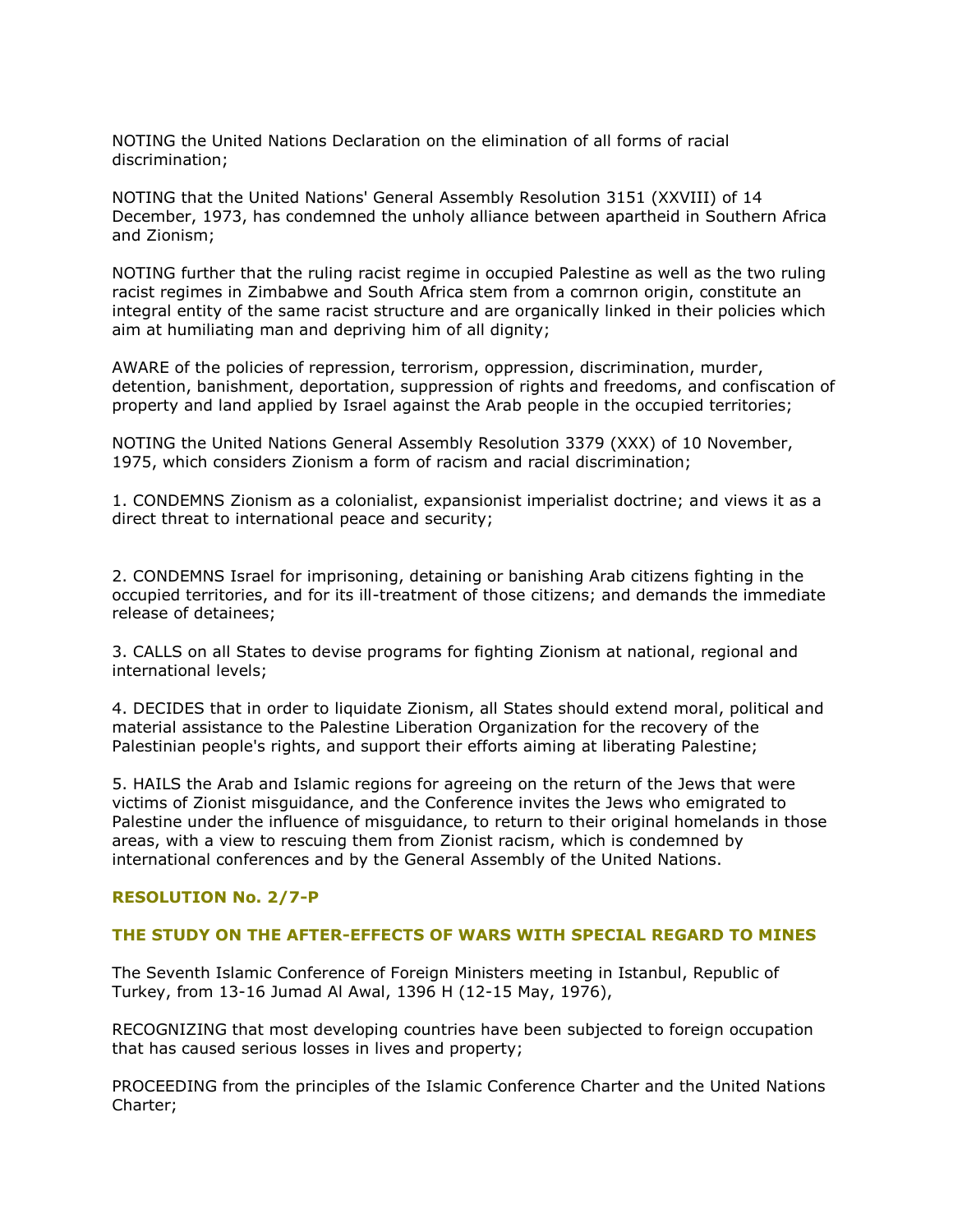NOTING the United Nations Declaration on the elimination of all forms of racial discrimination;

NOTING that the United Nations' General Assembly Resolution 3151 (XXVIII) of 14 December, 1973, has condemned the unholy alliance between apartheid in Southern Africa and Zionism;

NOTING further that the ruling racist regime in occupied Palestine as well as the two ruling racist regimes in Zimbabwe and South Africa stem from a comrnon origin, constitute an integral entity of the same racist structure and are organically linked in their policies which aim at humiliating man and depriving him of all dignity;

AWARE of the policies of repression, terrorism, oppression, discrimination, murder, detention, banishment, deportation, suppression of rights and freedoms, and confiscation of property and land applied by Israel against the Arab people in the occupied territories;

NOTING the United Nations General Assembly Resolution 3379 (XXX) of 10 November, 1975, which considers Zionism a form of racism and racial discrimination;

1. CONDEMNS Zionism as a colonialist, expansionist imperialist doctrine; and views it as a direct threat to international peace and security;

2. CONDEMNS Israel for imprisoning, detaining or banishing Arab citizens fighting in the occupied territories, and for its ill-treatment of those citizens; and demands the immediate release of detainees;

3. CALLS on all States to devise programs for fighting Zionism at national, regional and international levels;

4. DECIDES that in order to liquidate Zionism, all States should extend moral, political and material assistance to the Palestine Liberation Organization for the recovery of the Palestinian people's rights, and support their efforts aiming at liberating Palestine;

5. HAILS the Arab and Islamic regions for agreeing on the return of the Jews that were victims of Zionist misguidance, and the Conference invites the Jews who emigrated to Palestine under the influence of misguidance, to return to their original homelands in those areas, with a view to rescuing them from Zionist racism, which is condemned by international conferences and by the General Assembly of the United Nations.

### RESOLUTION No. 2/7-P

### THE STUDY ON THE AFTER-EFFECTS OF WARS WITH SPECIAL REGARD TO MINES

The Seventh Islamic Conference of Foreign Ministers meeting in Istanbul, Republic of Turkey, from 13-16 Jumad Al Awal, 1396 H (12-15 May, 1976),

RECOGNIZING that most developing countries have been subjected to foreign occupation that has caused serious losses in lives and property;

PROCEEDING from the principles of the Islamic Conference Charter and the United Nations Charter;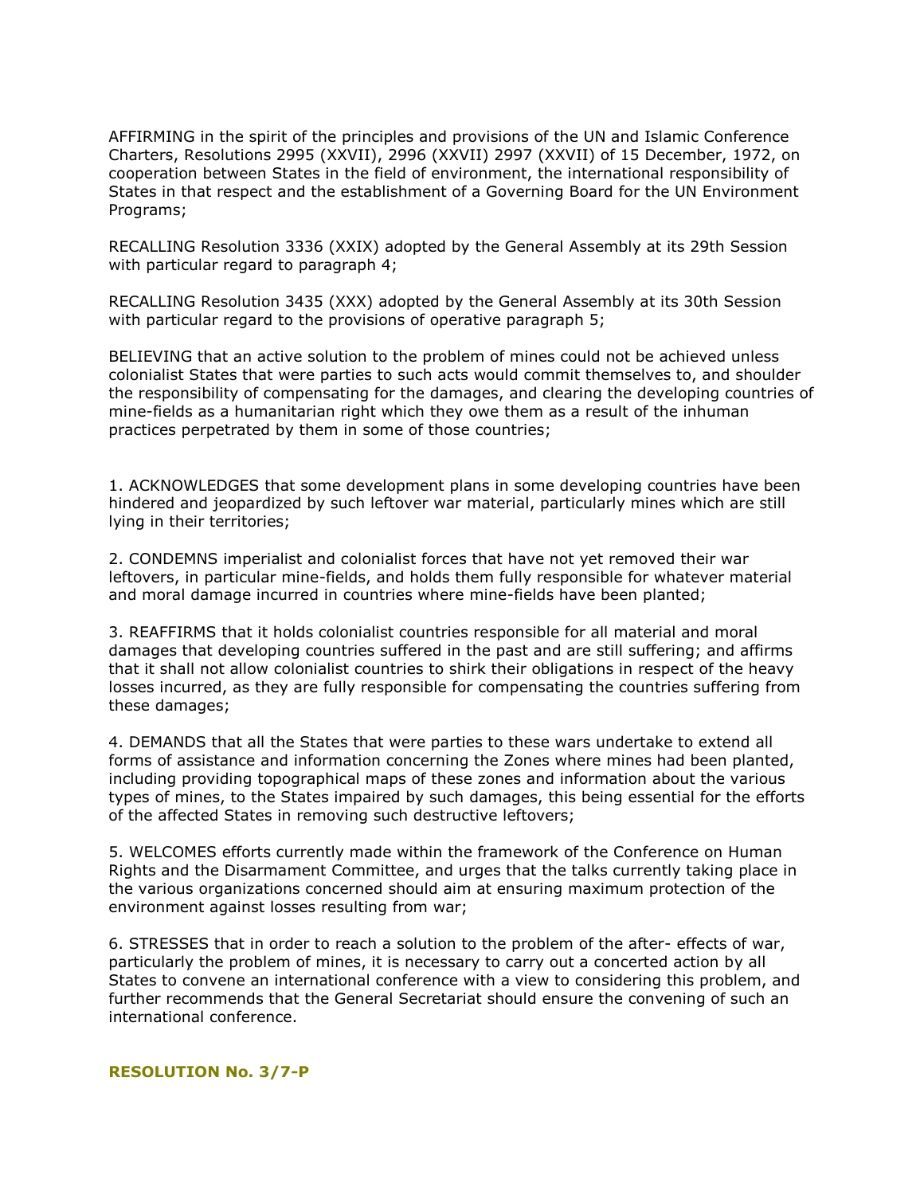AFFIRMING in the spirit of the principles and provisions of the UN and Islamic Conference Charters, Resolutions 2995 (XXVII), 2996 (XXVII) 2997 (XXVII) of 15 December, 1972, on cooperation between States in the field of environment, the international responsibility of States in that respect and the establishment of a Governing Board for the UN Environment Programs;

RECALLING Resolution 3336 (XXIX) adopted by the General Assembly at its 29th Session with particular regard to paragraph 4;

RECALLING Resolution 3435 (XXX) adopted by the General Assembly at its 30th Session with particular regard to the provisions of operative paragraph 5;

BELIEVING that an active solution to the problem of mines could not be achieved unless colonialist States that were parties to such acts would commit themselves to, and shoulder the responsibility of compensating for the damages, and clearing the developing countries of mine-fields as a humanitarian right which they owe them as a result of the inhuman practices perpetrated by them in some of those countries;

1. ACKNOWLEDGES that some development plans in some developing countries have been hindered and jeopardized by such leftover war material, particularly mines which are still lying in their territories;

2. CONDEMNS imperialist and colonialist forces that have not yet removed their war leftovers, in particular mine-fields, and holds them fully responsible for whatever material and moral damage incurred in countries where mine-fields have been planted;

3. REAFFIRMS that it holds colonialist countries responsible for all material and moral damages that developing countries suffered in the past and are still suffering; and affirms that it shall not allow colonialist countries to shirk their obligations in respect of the heavy losses incurred, as they are fully responsible for compensating the countries suffering from these damages;

4. DEMANDS that all the States that were parties to these wars undertake to extend all forms of assistance and information concerning the Zones where mines had been planted, including providing topographical maps of these zones and information about the various types of mines, to the States impaired by such damages, this being essential for the efforts of the affected States in removing such destructive leftovers;

5. WELCOMES efforts currently made within the framework of the Conference on Human Rights and the Disarmament Committee, and urges that the talks currently taking place in the various organizations concerned should aim at ensuring maximum protection of the environment against losses resulting from war;

6. STRESSES that in order to reach a solution to the problem of the after- effects of war, particularly the problem of mines, it is necessary to carry out a concerted action by all States to convene an international conference with a view to considering this problem, and further recommends that the General Secretariat should ensure the convening of such an international conference.

## RESOLUTION No. 3/7-P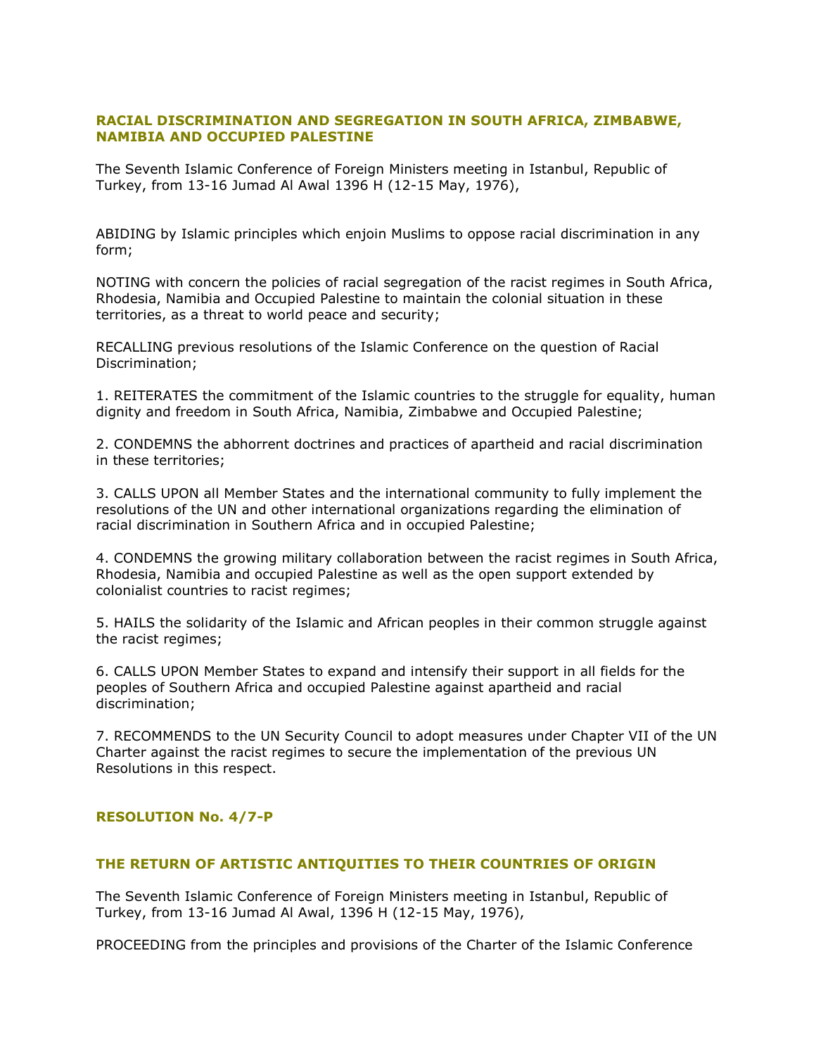### RACIAL DISCRIMINATION AND SEGREGATION IN SOUTH AFRICA, ZIMBABWE, NAMIBIA AND OCCUPIED PALESTINE

The Seventh Islamic Conference of Foreign Ministers meeting in Istanbul, Republic of Turkey, from 13-16 Jumad Al Awal 1396 H (12-15 May, 1976),

ABIDING by Islamic principles which enjoin Muslims to oppose racial discrimination in any form;

NOTING with concern the policies of racial segregation of the racist regimes in South Africa, Rhodesia, Namibia and Occupied Palestine to maintain the colonial situation in these territories, as a threat to world peace and security;

RECALLING previous resolutions of the Islamic Conference on the question of Racial Discrimination;

1. REITERATES the commitment of the Islamic countries to the struggle for equality, human dignity and freedom in South Africa, Namibia, Zimbabwe and Occupied Palestine;

2. CONDEMNS the abhorrent doctrines and practices of apartheid and racial discrimination in these territories;

3. CALLS UPON all Member States and the international community to fully implement the resolutions of the UN and other international organizations regarding the elimination of racial discrimination in Southern Africa and in occupied Palestine;

4. CONDEMNS the growing military collaboration between the racist regimes in South Africa, Rhodesia, Namibia and occupied Palestine as well as the open support extended by colonialist countries to racist regimes;

5. HAILS the solidarity of the Islamic and African peoples in their common struggle against the racist regimes;

6. CALLS UPON Member States to expand and intensify their support in all fields for the peoples of Southern Africa and occupied Palestine against apartheid and racial discrimination;

7. RECOMMENDS to the UN Security Council to adopt measures under Chapter VII of the UN Charter against the racist regimes to secure the implementation of the previous UN Resolutions in this respect.

### RESOLUTION No. 4/7-P

### THE RETURN OF ARTISTIC ANTIQUITIES TO THEIR COUNTRIES OF ORIGIN

The Seventh Islamic Conference of Foreign Ministers meeting in Istanbul, Republic of Turkey, from 13-16 Jumad Al Awal, 1396 H (12-15 May, 1976),

PROCEEDING from the principles and provisions of the Charter of the Islamic Conference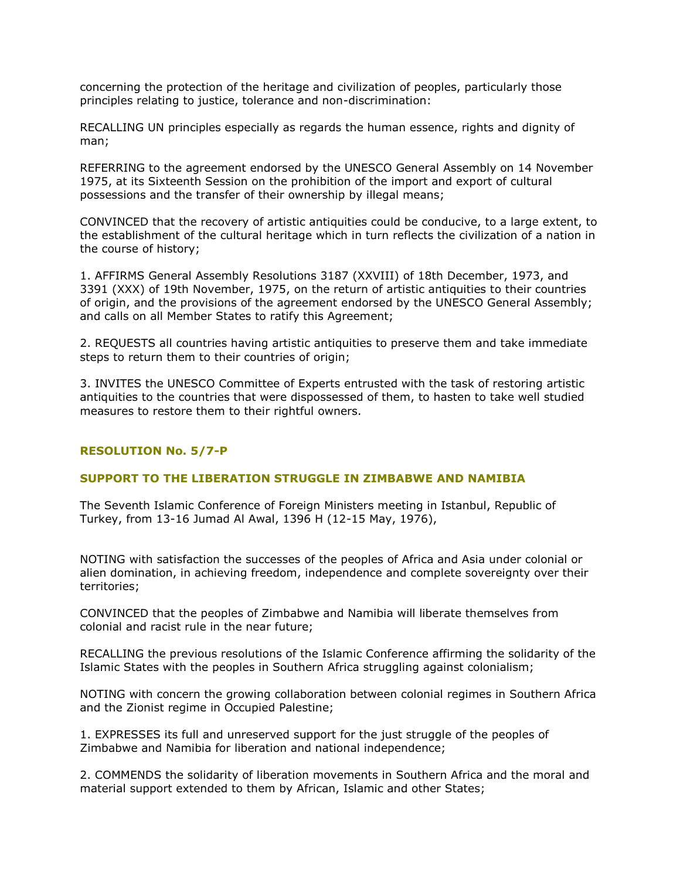concerning the protection of the heritage and civilization of peoples, particularly those principles relating to justice, tolerance and non-discrimination:

RECALLING UN principles especially as regards the human essence, rights and dignity of man;

REFERRING to the agreement endorsed by the UNESCO General Assembly on 14 November 1975, at its Sixteenth Session on the prohibition of the import and export of cultural possessions and the transfer of their ownership by illegal means;

CONVINCED that the recovery of artistic antiquities could be conducive, to a large extent, to the establishment of the cultural heritage which in turn reflects the civilization of a nation in the course of history;

1. AFFIRMS General Assembly Resolutions 3187 (XXVIII) of 18th December, 1973, and 3391 (XXX) of 19th November, 1975, on the return of artistic antiquities to their countries of origin, and the provisions of the agreement endorsed by the UNESCO General Assembly; and calls on all Member States to ratify this Agreement;

2. REQUESTS all countries having artistic antiquities to preserve them and take immediate steps to return them to their countries of origin;

3. INVITES the UNESCO Committee of Experts entrusted with the task of restoring artistic antiquities to the countries that were dispossessed of them, to hasten to take well studied measures to restore them to their rightful owners.

## RESOLUTION No. 5/7-P

## SUPPORT TO THE LIBERATION STRUGGLE IN ZIMBABWE AND NAMIBIA

The Seventh Islamic Conference of Foreign Ministers meeting in Istanbul, Republic of Turkey, from 13-16 Jumad Al Awal, 1396 H (12-15 May, 1976),

NOTING with satisfaction the successes of the peoples of Africa and Asia under colonial or alien domination, in achieving freedom, independence and complete sovereignty over their territories;

CONVINCED that the peoples of Zimbabwe and Namibia will liberate themselves from colonial and racist rule in the near future;

RECALLING the previous resolutions of the Islamic Conference affirming the solidarity of the Islamic States with the peoples in Southern Africa struggling against colonialism;

NOTING with concern the growing collaboration between colonial regimes in Southern Africa and the Zionist regime in Occupied Palestine;

1. EXPRESSES its full and unreserved support for the just struggle of the peoples of Zimbabwe and Namibia for liberation and national independence;

2. COMMENDS the solidarity of liberation movements in Southern Africa and the moral and material support extended to them by African, Islamic and other States;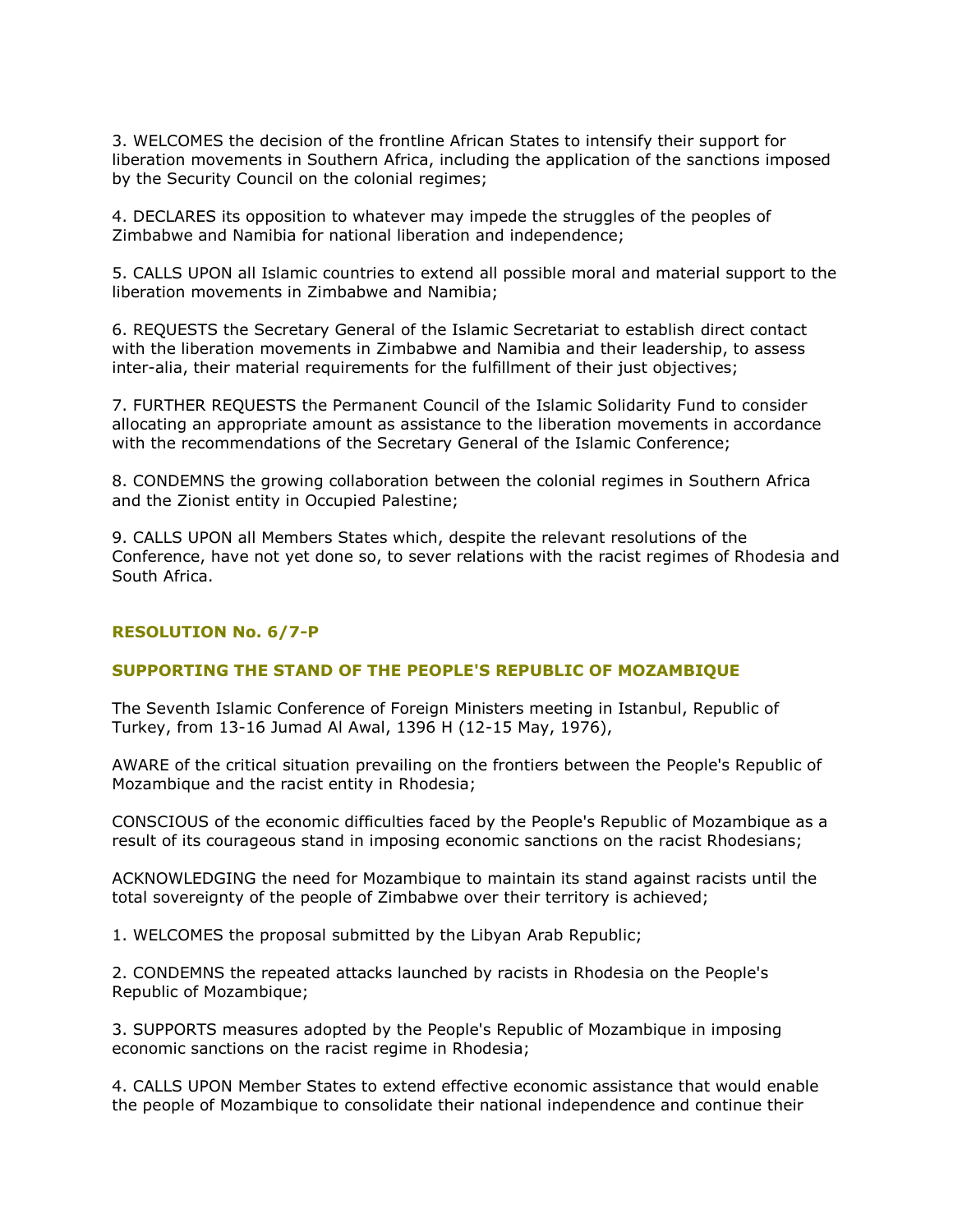3. WELCOMES the decision of the frontline African States to intensify their support for liberation movements in Southern Africa, including the application of the sanctions imposed by the Security Council on the colonial regimes;

4. DECLARES its opposition to whatever may impede the struggles of the peoples of Zimbabwe and Namibia for national liberation and independence;

5. CALLS UPON all Islamic countries to extend all possible moral and material support to the liberation movements in Zimbabwe and Namibia;

6. REQUESTS the Secretary General of the Islamic Secretariat to establish direct contact with the liberation movements in Zimbabwe and Namibia and their leadership, to assess inter-alia, their material requirements for the fulfillment of their just objectives;

7. FURTHER REQUESTS the Permanent Council of the Islamic Solidarity Fund to consider allocating an appropriate amount as assistance to the liberation movements in accordance with the recommendations of the Secretary General of the Islamic Conference;

8. CONDEMNS the growing collaboration between the colonial regimes in Southern Africa and the Zionist entity in Occupied Palestine;

9. CALLS UPON all Members States which, despite the relevant resolutions of the Conference, have not yet done so, to sever relations with the racist regimes of Rhodesia and South Africa.

### RESOLUTION No. 6/7-P

### SUPPORTING THE STAND OF THE PEOPLE'S REPUBLIC OF MOZAMBIQUE

The Seventh Islamic Conference of Foreign Ministers meeting in Istanbul, Republic of Turkey, from 13-16 Jumad Al Awal, 1396 H (12-15 May, 1976),

AWARE of the critical situation prevailing on the frontiers between the People's Republic of Mozambique and the racist entity in Rhodesia;

CONSCIOUS of the economic difficulties faced by the People's Republic of Mozambique as a result of its courageous stand in imposing economic sanctions on the racist Rhodesians;

ACKNOWLEDGING the need for Mozambique to maintain its stand against racists until the total sovereignty of the people of Zimbabwe over their territory is achieved;

1. WELCOMES the proposal submitted by the Libyan Arab Republic;

2. CONDEMNS the repeated attacks launched by racists in Rhodesia on the People's Republic of Mozambique;

3. SUPPORTS measures adopted by the People's Republic of Mozambique in imposing economic sanctions on the racist regime in Rhodesia;

4. CALLS UPON Member States to extend effective economic assistance that would enable the people of Mozambique to consolidate their national independence and continue their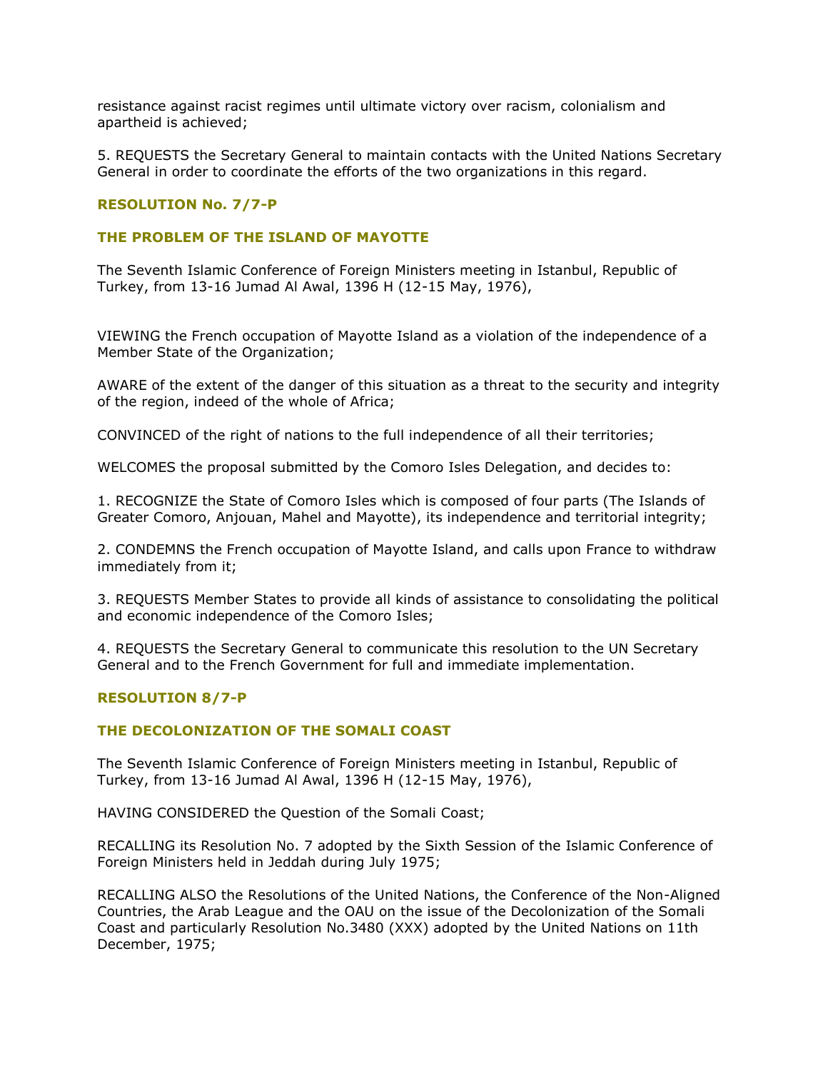resistance against racist regimes until ultimate victory over racism, colonialism and apartheid is achieved;

5. REQUESTS the Secretary General to maintain contacts with the United Nations Secretary General in order to coordinate the efforts of the two organizations in this regard.

### RESOLUTION No. 7/7-P

### THE PROBLEM OF THE ISLAND OF MAYOTTE

The Seventh Islamic Conference of Foreign Ministers meeting in Istanbul, Republic of Turkey, from 13-16 Jumad Al Awal, 1396 H (12-15 May, 1976),

VIEWING the French occupation of Mayotte Island as a violation of the independence of a Member State of the Organization;

AWARE of the extent of the danger of this situation as a threat to the security and integrity of the region, indeed of the whole of Africa;

CONVINCED of the right of nations to the full independence of all their territories;

WELCOMES the proposal submitted by the Comoro Isles Delegation, and decides to:

1. RECOGNIZE the State of Comoro Isles which is composed of four parts (The Islands of Greater Comoro, Anjouan, Mahel and Mayotte), its independence and territorial integrity;

2. CONDEMNS the French occupation of Mayotte Island, and calls upon France to withdraw immediately from it;

3. REQUESTS Member States to provide all kinds of assistance to consolidating the political and economic independence of the Comoro Isles;

4. REQUESTS the Secretary General to communicate this resolution to the UN Secretary General and to the French Government for full and immediate implementation.

### RESOLUTION 8/7-P

### THE DECOLONIZATION OF THE SOMALI COAST

The Seventh Islamic Conference of Foreign Ministers meeting in Istanbul, Republic of Turkey, from 13-16 Jumad Al Awal, 1396 H (12-15 May, 1976),

HAVING CONSIDERED the Question of the Somali Coast;

RECALLING its Resolution No. 7 adopted by the Sixth Session of the Islamic Conference of Foreign Ministers held in Jeddah during July 1975;

RECALLING ALSO the Resolutions of the United Nations, the Conference of the Non-Aligned Countries, the Arab League and the OAU on the issue of the Decolonization of the Somali Coast and particularly Resolution No.3480 (XXX) adopted by the United Nations on 11th December, 1975;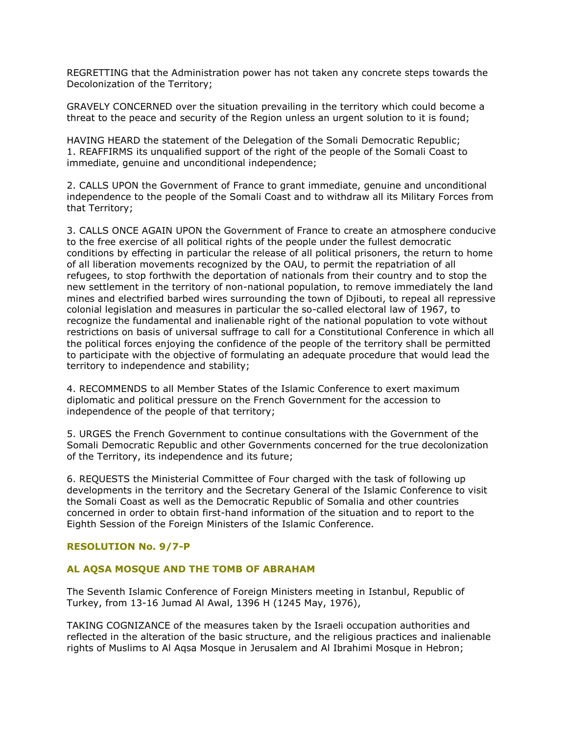REGRETTING that the Administration power has not taken any concrete steps towards the Decolonization of the Territory;

GRAVELY CONCERNED over the situation prevailing in the territory which could become a threat to the peace and security of the Region unless an urgent solution to it is found;

HAVING HEARD the statement of the Delegation of the Somali Democratic Republic;
1. REAFFIRMS its unqualified support of the right of the people of the Somali Coast to immediate, genuine and unconditional independence;

2. CALLS UPON the Government of France to grant immediate, genuine and unconditional independence to the people of the Somali Coast and to withdraw all its Military Forces from that Territory;

3. CALLS ONCE AGAIN UPON the Government of France to create an atmosphere conducive to the free exercise of all political rights of the people under the fullest democratic conditions by effecting in particular the release of all political prisoners, the return to home of all liberation movements recognized by the OAU, to permit the repatriation of all refugees, to stop forthwith the deportation of nationals from their country and to stop the new settlement in the territory of non-national population, to remove immediately the land mines and electrified barbed wires surrounding the town of Djibouti, to repeal all repressive colonial legislation and measures in particular the so-called electoral law of 1967, to recognize the fundamental and inalienable right of the national population to vote without restrictions on basis of universal suffrage to call for a Constitutional Conference in which all the political forces enjoying the confidence of the people of the territory shall be permitted to participate with the objective of formulating an adequate procedure that would lead the territory to independence and stability;

4. RECOMMENDS to all Member States of the Islamic Conference to exert maximum diplomatic and political pressure on the French Government for the accession to independence of the people of that territory;

5. URGES the French Government to continue consultations with the Government of the Somali Democratic Republic and other Governments concerned for the true decolonization of the Territory, its independence and its future;

6. REQUESTS the Ministerial Committee of Four charged with the task of following up developments in the territory and the Secretary General of the Islamic Conference to visit the Somali Coast as well as the Democratic Republic of Somalia and other countries concerned in order to obtain first-hand information of the situation and to report to the Eighth Session of the Foreign Ministers of the Islamic Conference.

## RESOLUTION No. 9/7-P

## AL AQSA MOSQUE AND THE TOMB OF ABRAHAM

The Seventh Islamic Conference of Foreign Ministers meeting in Istanbul, Republic of Turkey, from 13-16 Jumad Al Awal, 1396 H (1245 May, 1976),

TAKING COGNIZANCE of the measures taken by the Israeli occupation authorities and reflected in the alteration of the basic structure, and the religious practices and inalienable rights of Muslims to Al Aqsa Mosque in Jerusalem and Al Ibrahimi Mosque in Hebron;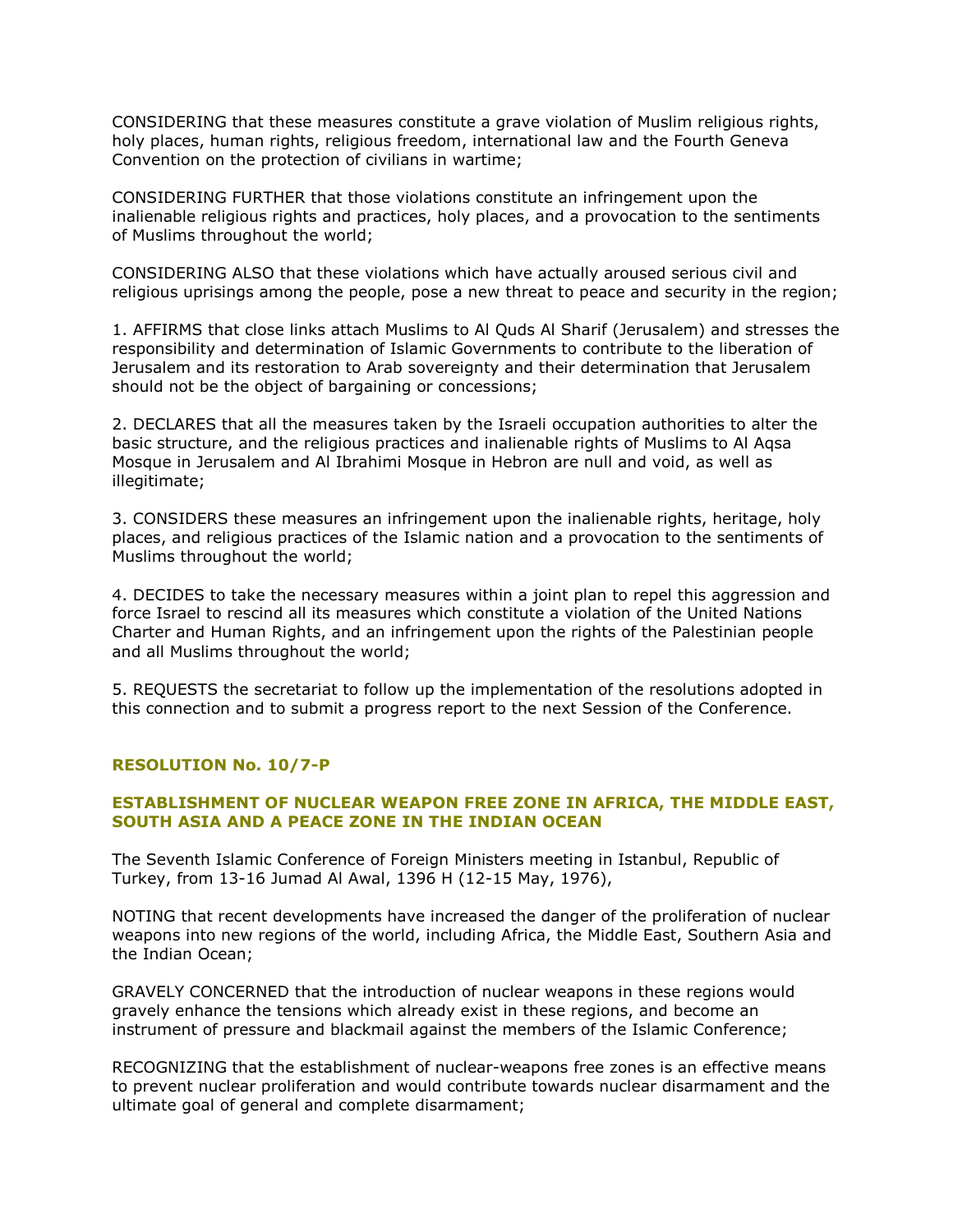CONSIDERING that these measures constitute a grave violation of Muslim religious rights, holy places, human rights, religious freedom, international law and the Fourth Geneva Convention on the protection of civilians in wartime;

CONSIDERING FURTHER that those violations constitute an infringement upon the inalienable religious rights and practices, holy places, and a provocation to the sentiments of Muslims throughout the world;

CONSIDERING ALSO that these violations which have actually aroused serious civil and religious uprisings among the people, pose a new threat to peace and security in the region;

1. AFFIRMS that close links attach Muslims to Al Quds Al Sharif (Jerusalem) and stresses the responsibility and determination of Islamic Governments to contribute to the liberation of Jerusalem and its restoration to Arab sovereignty and their determination that Jerusalem should not be the object of bargaining or concessions;

2. DECLARES that all the measures taken by the Israeli occupation authorities to alter the basic structure, and the religious practices and inalienable rights of Muslims to Al Aqsa Mosque in Jerusalem and Al Ibrahimi Mosque in Hebron are null and void, as well as illegitimate;

3. CONSIDERS these measures an infringement upon the inalienable rights, heritage, holy places, and religious practices of the Islamic nation and a provocation to the sentiments of Muslims throughout the world;

4. DECIDES to take the necessary measures within a joint plan to repel this aggression and force Israel to rescind all its measures which constitute a violation of the United Nations Charter and Human Rights, and an infringement upon the rights of the Palestinian people and all Muslims throughout the world;

5. REQUESTS the secretariat to follow up the implementation of the resolutions adopted in this connection and to submit a progress report to the next Session of the Conference.

### RESOLUTION No. 10/7-P

### ESTABLISHMENT OF NUCLEAR WEAPON FREE ZONE IN AFRICA, THE MIDDLE EAST, SOUTH ASIA AND A PEACE ZONE IN THE INDIAN OCEAN

The Seventh Islamic Conference of Foreign Ministers meeting in Istanbul, Republic of Turkey, from 13-16 Jumad Al Awal, 1396 H (12-15 May, 1976),

NOTING that recent developments have increased the danger of the proliferation of nuclear weapons into new regions of the world, including Africa, the Middle East, Southern Asia and the Indian Ocean;

GRAVELY CONCERNED that the introduction of nuclear weapons in these regions would gravely enhance the tensions which already exist in these regions, and become an instrument of pressure and blackmail against the members of the Islamic Conference;

RECOGNIZING that the establishment of nuclear-weapons free zones is an effective means to prevent nuclear proliferation and would contribute towards nuclear disarmament and the ultimate goal of general and complete disarmament;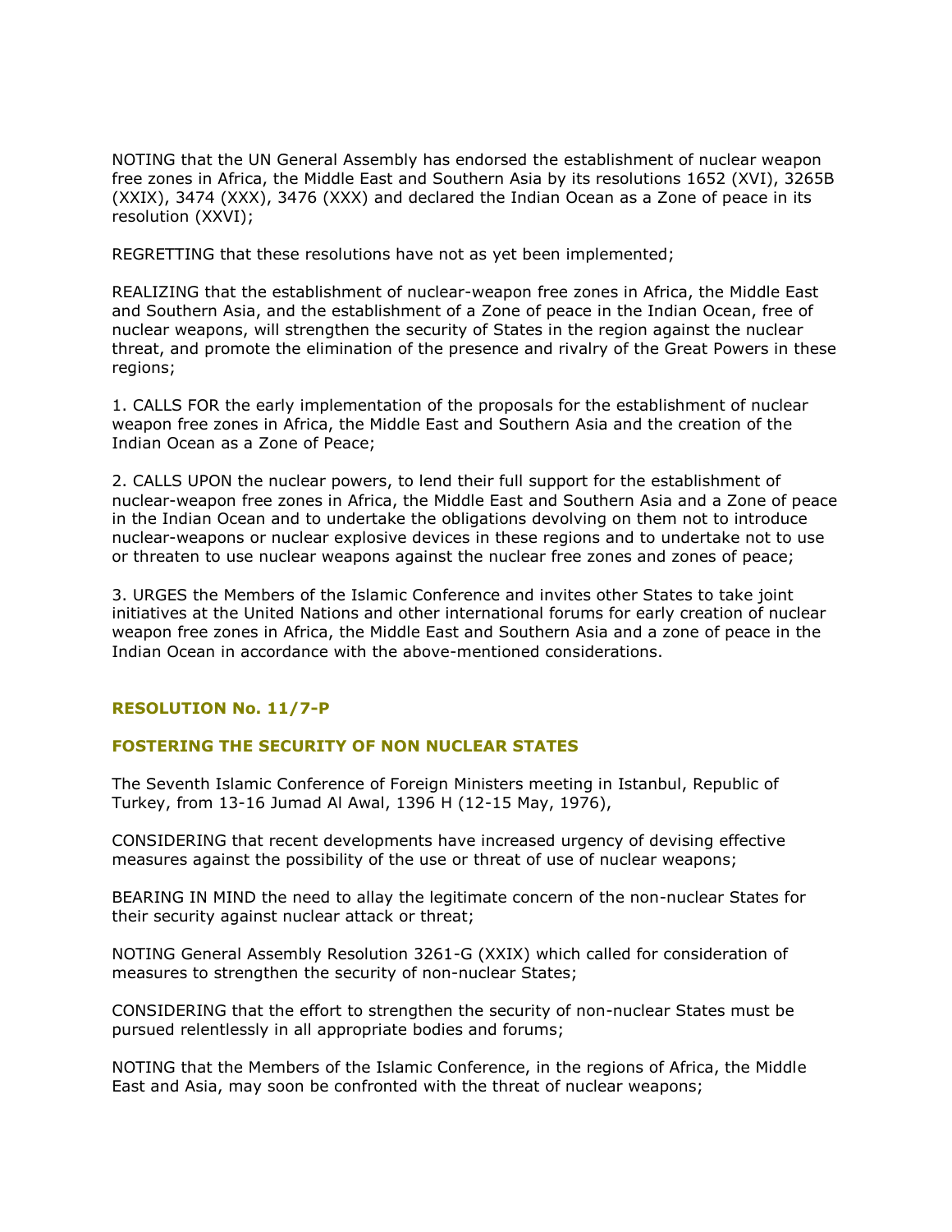NOTING that the UN General Assembly has endorsed the establishment of nuclear weapon free zones in Africa, the Middle East and Southern Asia by its resolutions 1652 (XVI), 3265B (XXIX), 3474 (XXX), 3476 (XXX) and declared the Indian Ocean as a Zone of peace in its resolution (XXVI);

REGRETTING that these resolutions have not as yet been implemented;

REALIZING that the establishment of nuclear-weapon free zones in Africa, the Middle East and Southern Asia, and the establishment of a Zone of peace in the Indian Ocean, free of nuclear weapons, will strengthen the security of States in the region against the nuclear threat, and promote the elimination of the presence and rivalry of the Great Powers in these regions;

1. CALLS FOR the early implementation of the proposals for the establishment of nuclear weapon free zones in Africa, the Middle East and Southern Asia and the creation of the Indian Ocean as a Zone of Peace;

2. CALLS UPON the nuclear powers, to lend their full support for the establishment of nuclear-weapon free zones in Africa, the Middle East and Southern Asia and a Zone of peace in the Indian Ocean and to undertake the obligations devolving on them not to introduce nuclear-weapons or nuclear explosive devices in these regions and to undertake not to use or threaten to use nuclear weapons against the nuclear free zones and zones of peace;

3. URGES the Members of the Islamic Conference and invites other States to take joint initiatives at the United Nations and other international forums for early creation of nuclear weapon free zones in Africa, the Middle East and Southern Asia and a zone of peace in the Indian Ocean in accordance with the above-mentioned considerations.

## RESOLUTION No. 11/7-P

## FOSTERING THE SECURITY OF NON NUCLEAR STATES

The Seventh Islamic Conference of Foreign Ministers meeting in Istanbul, Republic of Turkey, from 13-16 Jumad Al Awal, 1396 H (12-15 May, 1976),

CONSIDERING that recent developments have increased urgency of devising effective measures against the possibility of the use or threat of use of nuclear weapons;

BEARING IN MIND the need to allay the legitimate concern of the non-nuclear States for their security against nuclear attack or threat;

NOTING General Assembly Resolution 3261-G (XXIX) which called for consideration of measures to strengthen the security of non-nuclear States;

CONSIDERING that the effort to strengthen the security of non-nuclear States must be pursued relentlessly in all appropriate bodies and forums;

NOTING that the Members of the Islamic Conference, in the regions of Africa, the Middle East and Asia, may soon be confronted with the threat of nuclear weapons;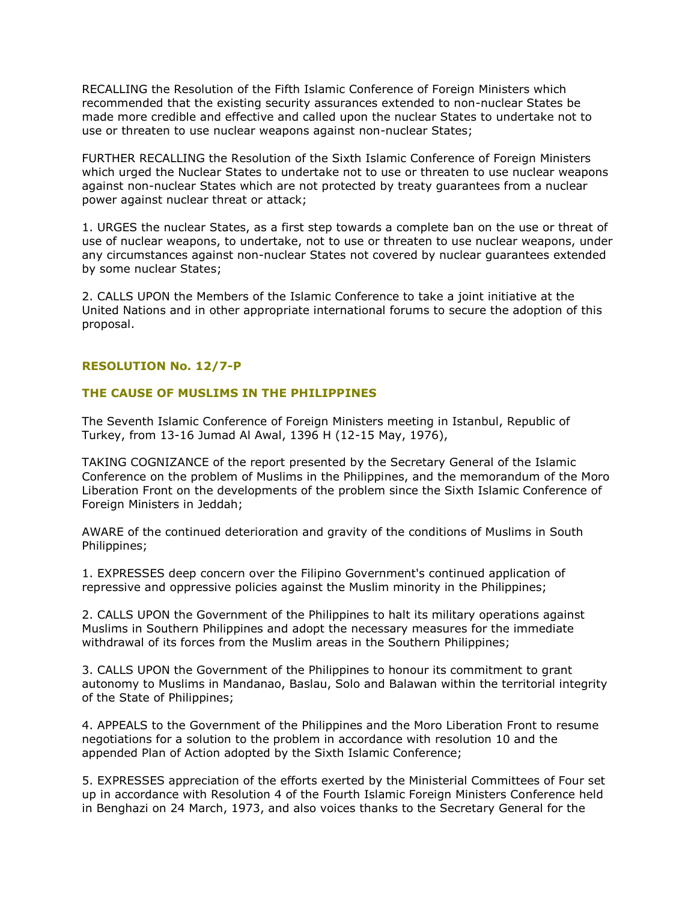RECALLING the Resolution of the Fifth Islamic Conference of Foreign Ministers which recommended that the existing security assurances extended to non-nuclear States be made more credible and effective and called upon the nuclear States to undertake not to use or threaten to use nuclear weapons against non-nuclear States;

FURTHER RECALLING the Resolution of the Sixth Islamic Conference of Foreign Ministers which urged the Nuclear States to undertake not to use or threaten to use nuclear weapons against non-nuclear States which are not protected by treaty guarantees from a nuclear power against nuclear threat or attack;

1. URGES the nuclear States, as a first step towards a complete ban on the use or threat of use of nuclear weapons, to undertake, not to use or threaten to use nuclear weapons, under any circumstances against non-nuclear States not covered by nuclear guarantees extended by some nuclear States;

2. CALLS UPON the Members of the Islamic Conference to take a joint initiative at the United Nations and in other appropriate international forums to secure the adoption of this proposal.

### RESOLUTION No. 12/7-P

### THE CAUSE OF MUSLIMS IN THE PHILIPPINES

The Seventh Islamic Conference of Foreign Ministers meeting in Istanbul, Republic of Turkey, from 13-16 Jumad Al Awal, 1396 H (12-15 May, 1976),

TAKING COGNIZANCE of the report presented by the Secretary General of the Islamic Conference on the problem of Muslims in the Philippines, and the memorandum of the Moro Liberation Front on the developments of the problem since the Sixth Islamic Conference of Foreign Ministers in Jeddah;

AWARE of the continued deterioration and gravity of the conditions of Muslims in South Philippines;

1. EXPRESSES deep concern over the Filipino Government's continued application of repressive and oppressive policies against the Muslim minority in the Philippines;

2. CALLS UPON the Government of the Philippines to halt its military operations against Muslims in Southern Philippines and adopt the necessary measures for the immediate withdrawal of its forces from the Muslim areas in the Southern Philippines;

3. CALLS UPON the Government of the Philippines to honour its commitment to grant autonomy to Muslims in Mandanao, Baslau, Solo and Balawan within the territorial integrity of the State of Philippines;

4. APPEALS to the Government of the Philippines and the Moro Liberation Front to resume negotiations for a solution to the problem in accordance with resolution 10 and the appended Plan of Action adopted by the Sixth Islamic Conference;

5. EXPRESSES appreciation of the efforts exerted by the Ministerial Committees of Four set up in accordance with Resolution 4 of the Fourth Islamic Foreign Ministers Conference held in Benghazi on 24 March, 1973, and also voices thanks to the Secretary General for the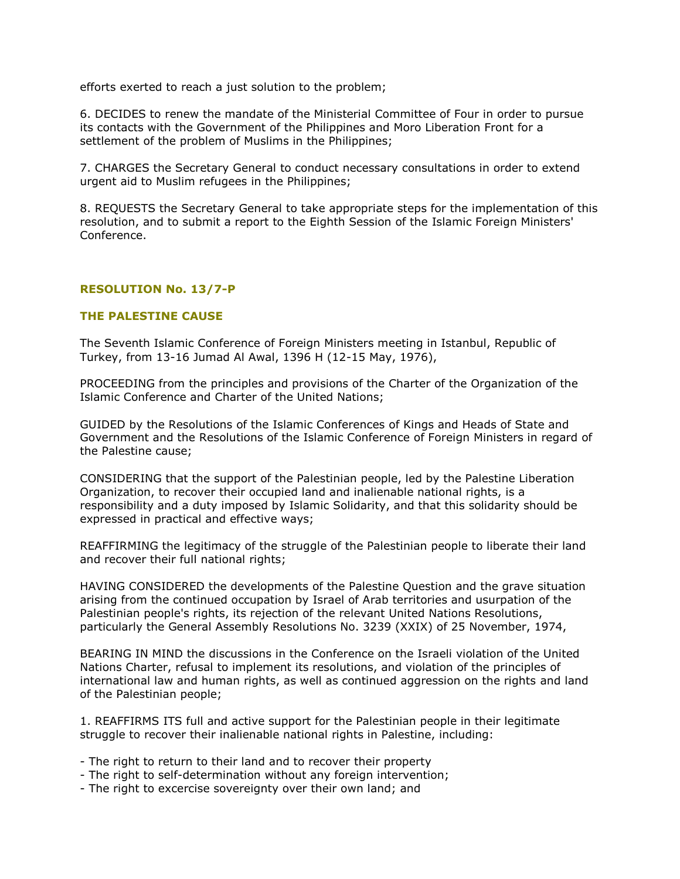efforts exerted to reach a just solution to the problem;

6. DECIDES to renew the mandate of the Ministerial Committee of Four in order to pursue its contacts with the Government of the Philippines and Moro Liberation Front for a settlement of the problem of Muslims in the Philippines;

7. CHARGES the Secretary General to conduct necessary consultations in order to extend urgent aid to Muslim refugees in the Philippines;

8. REQUESTS the Secretary General to take appropriate steps for the implementation of this resolution, and to submit a report to the Eighth Session of the Islamic Foreign Ministers' Conference.

### RESOLUTION No. 13/7-P

### THE PALESTINE CAUSE

The Seventh Islamic Conference of Foreign Ministers meeting in Istanbul, Republic of Turkey, from 13-16 Jumad Al Awal, 1396 H (12-15 May, 1976),

PROCEEDING from the principles and provisions of the Charter of the Organization of the Islamic Conference and Charter of the United Nations;

GUIDED by the Resolutions of the Islamic Conferences of Kings and Heads of State and Government and the Resolutions of the Islamic Conference of Foreign Ministers in regard of the Palestine cause;

CONSIDERING that the support of the Palestinian people, led by the Palestine Liberation Organization, to recover their occupied land and inalienable national rights, is a responsibility and a duty imposed by Islamic Solidarity, and that this solidarity should be expressed in practical and effective ways;

REAFFIRMING the legitimacy of the struggle of the Palestinian people to liberate their land and recover their full national rights;

HAVING CONSIDERED the developments of the Palestine Question and the grave situation arising from the continued occupation by Israel of Arab territories and usurpation of the Palestinian people's rights, its rejection of the relevant United Nations Resolutions, particularly the General Assembly Resolutions No. 3239 (XXIX) of 25 November, 1974,

BEARING IN MIND the discussions in the Conference on the Israeli violation of the United Nations Charter, refusal to implement its resolutions, and violation of the principles of international law and human rights, as well as continued aggression on the rights and land of the Palestinian people;

1. REAFFIRMS ITS full and active support for the Palestinian people in their legitimate struggle to recover their inalienable national rights in Palestine, including:

- The right to return to their land and to recover their property
- The right to self-determination without any foreign intervention;
- The right to excercise sovereignty over their own land; and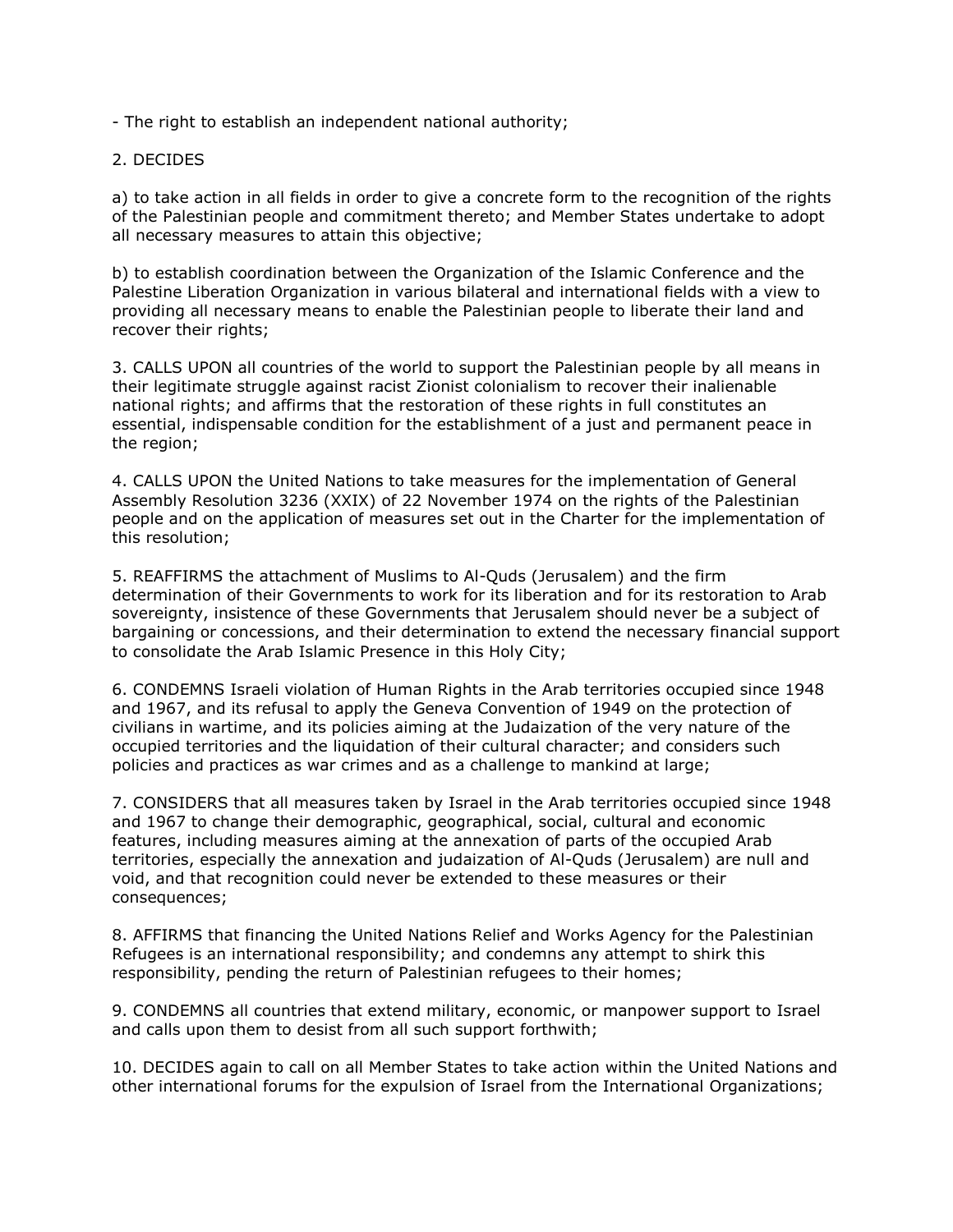- The right to establish an independent national authority;

2. DECIDES

a) to take action in all fields in order to give a concrete form to the recognition of the rights of the Palestinian people and commitment thereto; and Member States undertake to adopt all necessary measures to attain this objective;

b) to establish coordination between the Organization of the Islamic Conference and the Palestine Liberation Organization in various bilateral and international fields with a view to providing all necessary means to enable the Palestinian people to liberate their land and recover their rights;

3. CALLS UPON all countries of the world to support the Palestinian people by all means in their legitimate struggle against racist Zionist colonialism to recover their inalienable national rights; and affirms that the restoration of these rights in full constitutes an essential, indispensable condition for the establishment of a just and permanent peace in the region;

4. CALLS UPON the United Nations to take measures for the implementation of General Assembly Resolution 3236 (XXIX) of 22 November 1974 on the rights of the Palestinian people and on the application of measures set out in the Charter for the implementation of this resolution;

5. REAFFIRMS the attachment of Muslims to Al-Quds (Jerusalem) and the firm determination of their Governments to work for its liberation and for its restoration to Arab sovereignty, insistence of these Governments that Jerusalem should never be a subject of bargaining or concessions, and their determination to extend the necessary financial support to consolidate the Arab Islamic Presence in this Holy City;

6. CONDEMNS Israeli violation of Human Rights in the Arab territories occupied since 1948 and 1967, and its refusal to apply the Geneva Convention of 1949 on the protection of civilians in wartime, and its policies aiming at the Judaization of the very nature of the occupied territories and the liquidation of their cultural character; and considers such policies and practices as war crimes and as a challenge to mankind at large;

7. CONSIDERS that all measures taken by Israel in the Arab territories occupied since 1948 and 1967 to change their demographic, geographical, social, cultural and economic features, including measures aiming at the annexation of parts of the occupied Arab territories, especially the annexation and judaization of Al-Quds (Jerusalem) are null and void, and that recognition could never be extended to these measures or their consequences;

8. AFFIRMS that financing the United Nations Relief and Works Agency for the Palestinian Refugees is an international responsibility; and condemns any attempt to shirk this responsibility, pending the return of Palestinian refugees to their homes;

9. CONDEMNS all countries that extend military, economic, or manpower support to Israel and calls upon them to desist from all such support forthwith;

10. DECIDES again to call on all Member States to take action within the United Nations and other international forums for the expulsion of Israel from the International Organizations;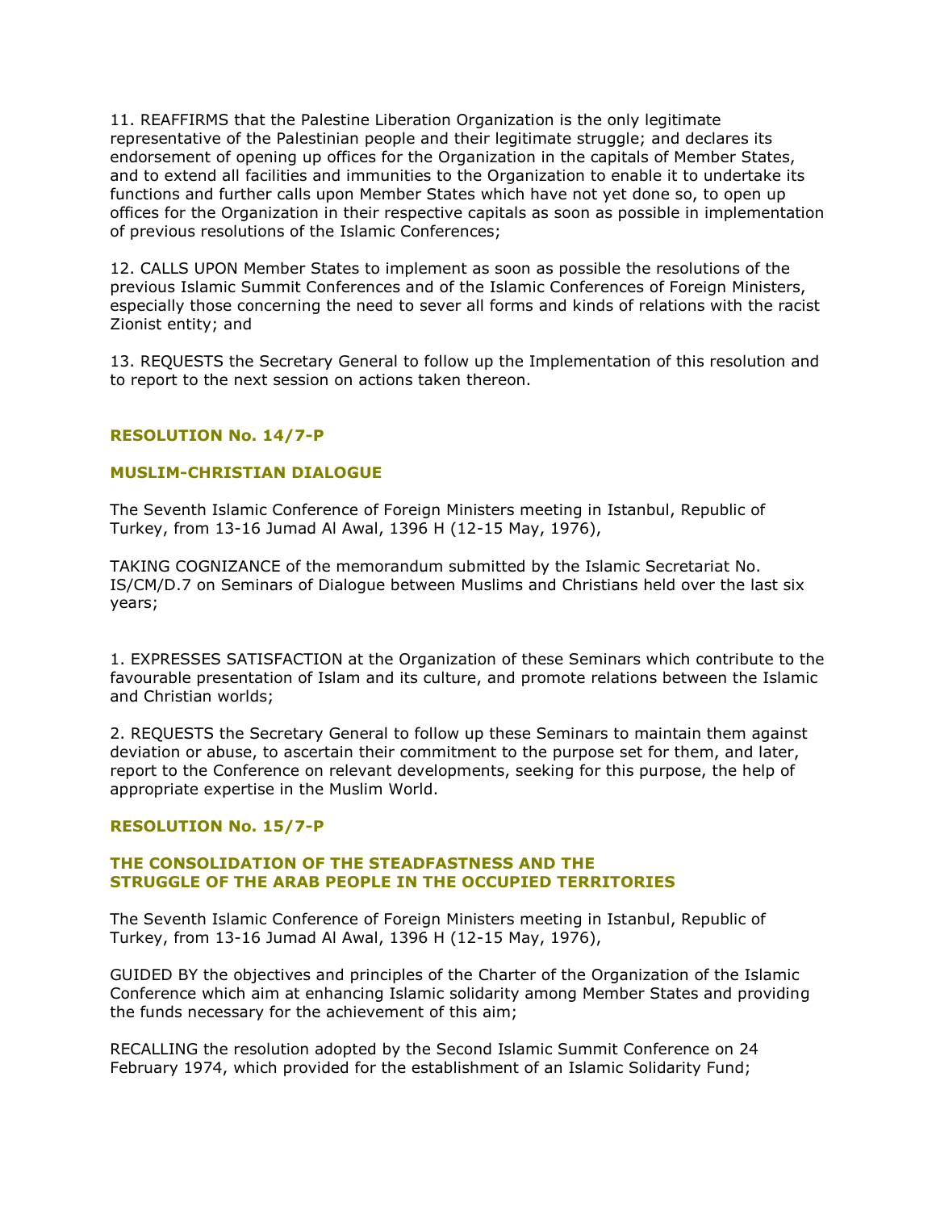11. REAFFIRMS that the Palestine Liberation Organization is the only legitimate representative of the Palestinian people and their legitimate struggle; and declares its endorsement of opening up offices for the Organization in the capitals of Member States, and to extend all facilities and immunities to the Organization to enable it to undertake its functions and further calls upon Member States which have not yet done so, to open up offices for the Organization in their respective capitals as soon as possible in implementation of previous resolutions of the Islamic Conferences;

12. CALLS UPON Member States to implement as soon as possible the resolutions of the previous Islamic Summit Conferences and of the Islamic Conferences of Foreign Ministers, especially those concerning the need to sever all forms and kinds of relations with the racist Zionist entity; and

13. REQUESTS the Secretary General to follow up the Implementation of this resolution and to report to the next session on actions taken thereon.

### RESOLUTION No. 14/7-P

### MUSLIM-CHRISTIAN DIALOGUE

The Seventh Islamic Conference of Foreign Ministers meeting in Istanbul, Republic of Turkey, from 13-16 Jumad Al Awal, 1396 H (12-15 May, 1976),

TAKING COGNIZANCE of the memorandum submitted by the Islamic Secretariat No. IS/CM/D.7 on Seminars of Dialogue between Muslims and Christians held over the last six years;

1. EXPRESSES SATISFACTION at the Organization of these Seminars which contribute to the favourable presentation of Islam and its culture, and promote relations between the Islamic and Christian worlds;

2. REQUESTS the Secretary General to follow up these Seminars to maintain them against deviation or abuse, to ascertain their commitment to the purpose set for them, and later, report to the Conference on relevant developments, seeking for this purpose, the help of appropriate expertise in the Muslim World.

### RESOLUTION No. 15/7-P

### THE CONSOLIDATION OF THE STEADFASTNESS AND THE STRUGGLE OF THE ARAB PEOPLE IN THE OCCUPIED TERRITORIES

The Seventh Islamic Conference of Foreign Ministers meeting in Istanbul, Republic of Turkey, from 13-16 Jumad Al Awal, 1396 H (12-15 May, 1976),

GUIDED BY the objectives and principles of the Charter of the Organization of the Islamic Conference which aim at enhancing Islamic solidarity among Member States and providing the funds necessary for the achievement of this aim;

RECALLING the resolution adopted by the Second Islamic Summit Conference on 24 February 1974, which provided for the establishment of an Islamic Solidarity Fund;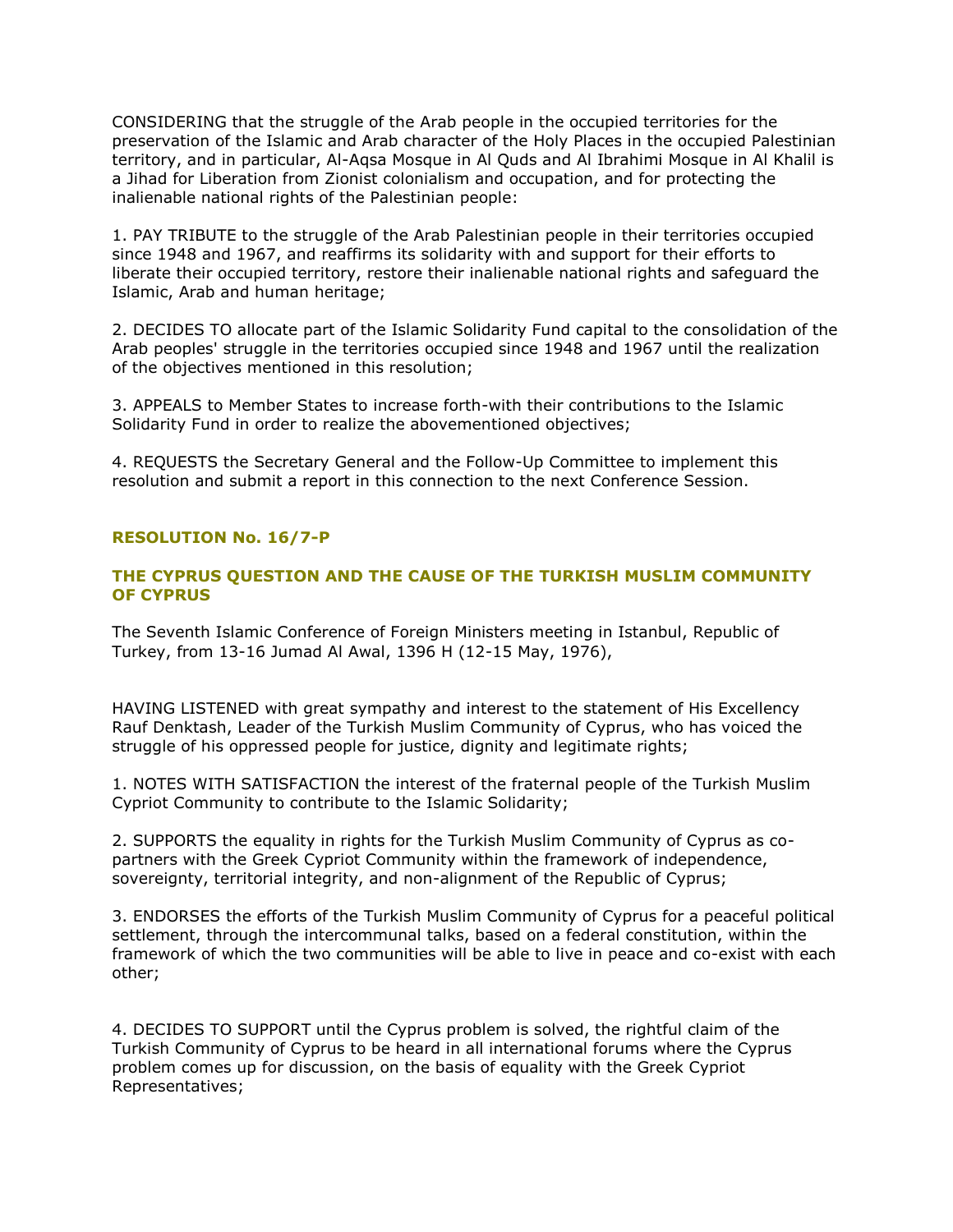CONSIDERING that the struggle of the Arab people in the occupied territories for the preservation of the Islamic and Arab character of the Holy Places in the occupied Palestinian territory, and in particular, Al-Aqsa Mosque in Al Quds and Al Ibrahimi Mosque in Al Khalil is a Jihad for Liberation from Zionist colonialism and occupation, and for protecting the inalienable national rights of the Palestinian people:

1. PAY TRIBUTE to the struggle of the Arab Palestinian people in their territories occupied since 1948 and 1967, and reaffirms its solidarity with and support for their efforts to liberate their occupied territory, restore their inalienable national rights and safeguard the Islamic, Arab and human heritage;

2. DECIDES TO allocate part of the Islamic Solidarity Fund capital to the consolidation of the Arab peoples' struggle in the territories occupied since 1948 and 1967 until the realization of the objectives mentioned in this resolution;

3. APPEALS to Member States to increase forth-with their contributions to the Islamic Solidarity Fund in order to realize the abovementioned objectives;

4. REQUESTS the Secretary General and the Follow-Up Committee to implement this resolution and submit a report in this connection to the next Conference Session.

### RESOLUTION No. 16/7-P

### THE CYPRUS QUESTION AND THE CAUSE OF THE TURKISH MUSLIM COMMUNITY OF CYPRUS

The Seventh Islamic Conference of Foreign Ministers meeting in Istanbul, Republic of Turkey, from 13-16 Jumad Al Awal, 1396 H (12-15 May, 1976),

HAVING LISTENED with great sympathy and interest to the statement of His Excellency Rauf Denktash, Leader of the Turkish Muslim Community of Cyprus, who has voiced the struggle of his oppressed people for justice, dignity and legitimate rights;

1. NOTES WITH SATISFACTION the interest of the fraternal people of the Turkish Muslim Cypriot Community to contribute to the Islamic Solidarity;

2. SUPPORTS the equality in rights for the Turkish Muslim Community of Cyprus as co-partners with the Greek Cypriot Community within the framework of independence, sovereignty, territorial integrity, and non-alignment of the Republic of Cyprus;

3. ENDORSES the efforts of the Turkish Muslim Community of Cyprus for a peaceful political settlement, through the intercommunal talks, based on a federal constitution, within the framework of which the two communities will be able to live in peace and co-exist with each other;

4. DECIDES TO SUPPORT until the Cyprus problem is solved, the rightful claim of the Turkish Community of Cyprus to be heard in all international forums where the Cyprus problem comes up for discussion, on the basis of equality with the Greek Cypriot Representatives;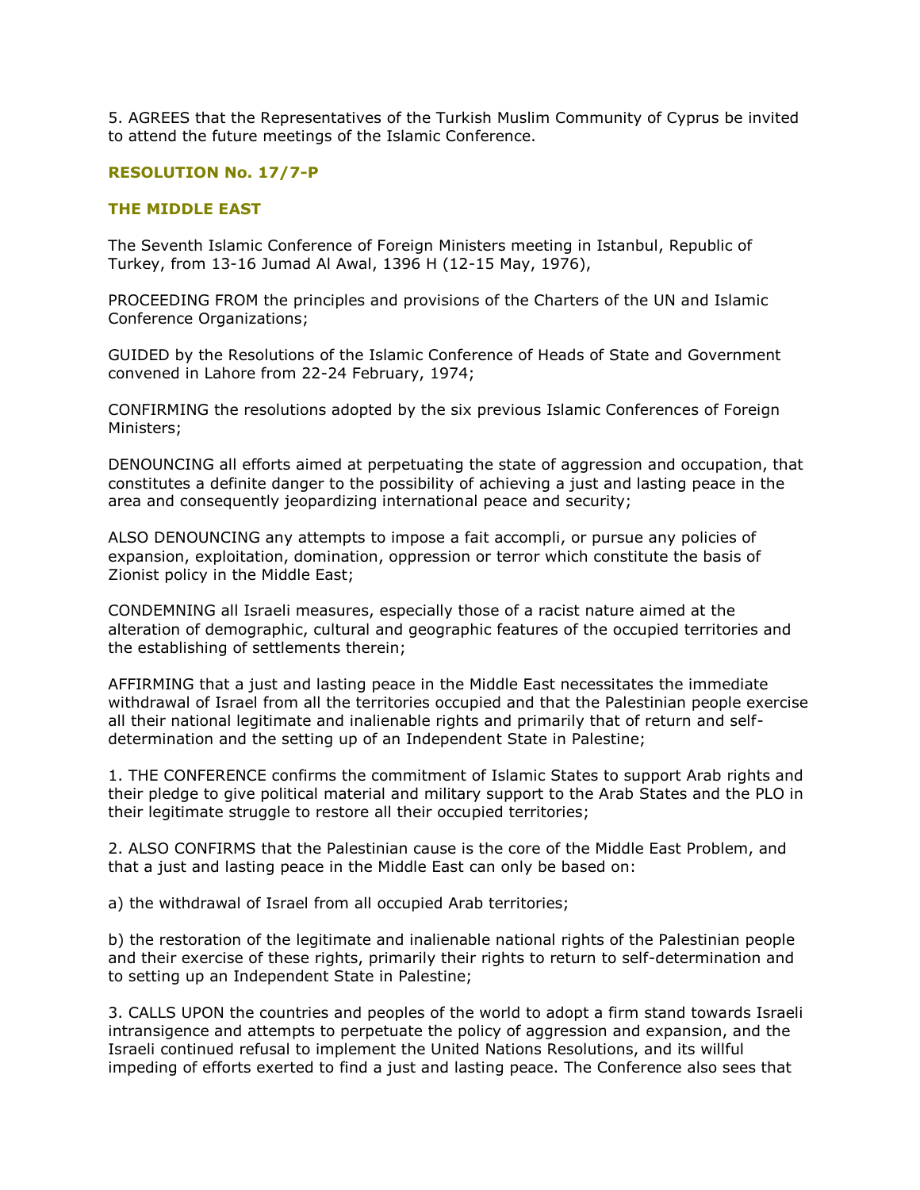5. AGREES that the Representatives of the Turkish Muslim Community of Cyprus be invited to attend the future meetings of the Islamic Conference.

## RESOLUTION No. 17/7-P

## THE MIDDLE EAST

The Seventh Islamic Conference of Foreign Ministers meeting in Istanbul, Republic of Turkey, from 13-16 Jumad Al Awal, 1396 H (12-15 May, 1976),

PROCEEDING FROM the principles and provisions of the Charters of the UN and Islamic Conference Organizations;

GUIDED by the Resolutions of the Islamic Conference of Heads of State and Government convened in Lahore from 22-24 February, 1974;

CONFIRMING the resolutions adopted by the six previous Islamic Conferences of Foreign Ministers;

DENOUNCING all efforts aimed at perpetuating the state of aggression and occupation, that constitutes a definite danger to the possibility of achieving a just and lasting peace in the area and consequently jeopardizing international peace and security;

ALSO DENOUNCING any attempts to impose a fait accompli, or pursue any policies of expansion, exploitation, domination, oppression or terror which constitute the basis of Zionist policy in the Middle East;

CONDEMNING all Israeli measures, especially those of a racist nature aimed at the alteration of demographic, cultural and geographic features of the occupied territories and the establishing of settlements therein;

AFFIRMING that a just and lasting peace in the Middle East necessitates the immediate withdrawal of Israel from all the territories occupied and that the Palestinian people exercise all their national legitimate and inalienable rights and primarily that of return and self-determination and the setting up of an Independent State in Palestine;

1. THE CONFERENCE confirms the commitment of Islamic States to support Arab rights and their pledge to give political material and military support to the Arab States and the PLO in their legitimate struggle to restore all their occupied territories;

2. ALSO CONFIRMS that the Palestinian cause is the core of the Middle East Problem, and that a just and lasting peace in the Middle East can only be based on:

a) the withdrawal of Israel from all occupied Arab territories;

b) the restoration of the legitimate and inalienable national rights of the Palestinian people and their exercise of these rights, primarily their rights to return to self-determination and to setting up an Independent State in Palestine;

3. CALLS UPON the countries and peoples of the world to adopt a firm stand towards Israeli intransigence and attempts to perpetuate the policy of aggression and expansion, and the Israeli continued refusal to implement the United Nations Resolutions, and its willful impeding of efforts exerted to find a just and lasting peace. The Conference also sees that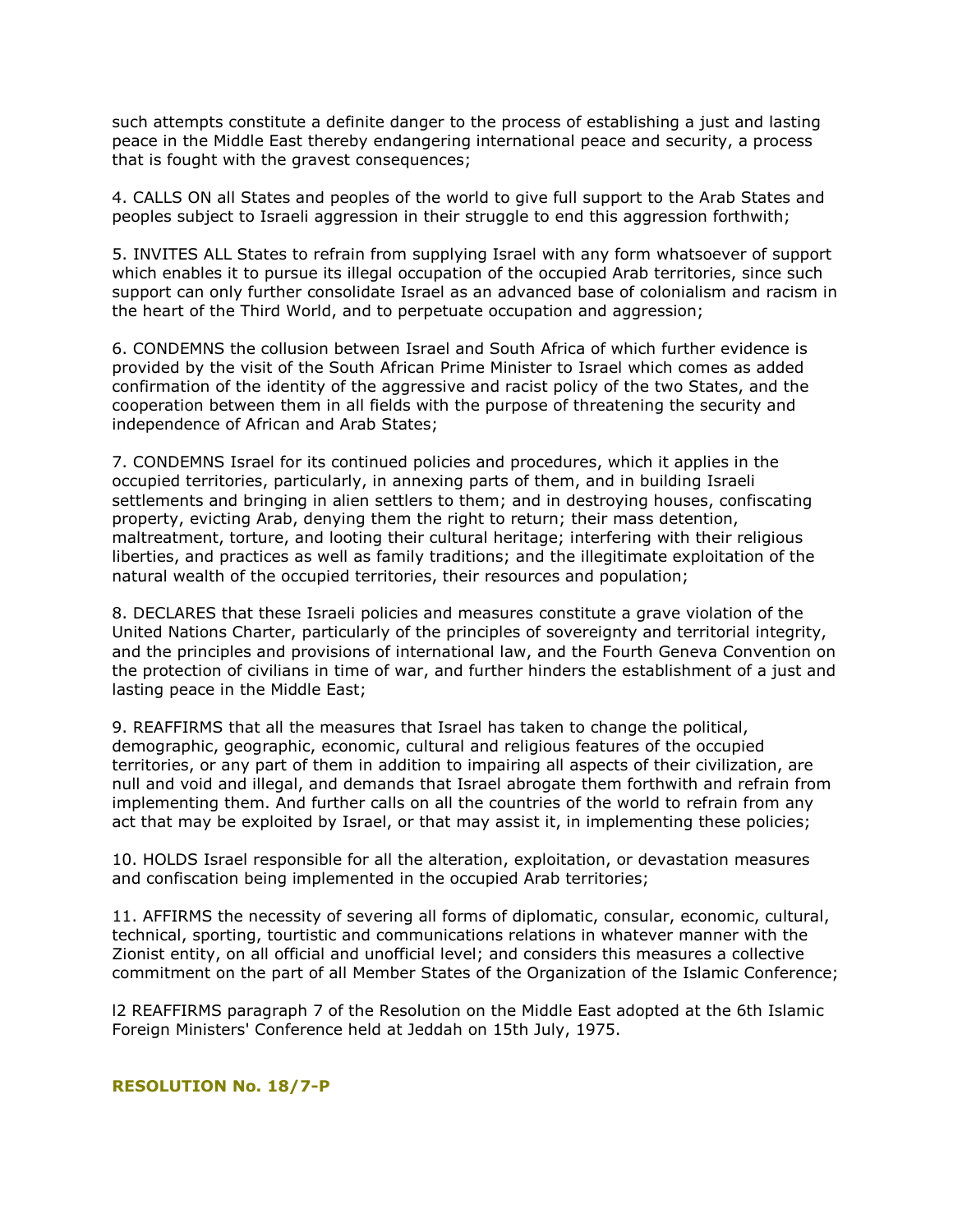such attempts constitute a definite danger to the process of establishing a just and lasting peace in the Middle East thereby endangering international peace and security, a process that is fought with the gravest consequences;

4. CALLS ON all States and peoples of the world to give full support to the Arab States and peoples subject to Israeli aggression in their struggle to end this aggression forthwith;

5. INVITES ALL States to refrain from supplying Israel with any form whatsoever of support which enables it to pursue its illegal occupation of the occupied Arab territories, since such support can only further consolidate Israel as an advanced base of colonialism and racism in the heart of the Third World, and to perpetuate occupation and aggression;

6. CONDEMNS the collusion between Israel and South Africa of which further evidence is provided by the visit of the South African Prime Minister to Israel which comes as added confirmation of the identity of the aggressive and racist policy of the two States, and the cooperation between them in all fields with the purpose of threatening the security and independence of African and Arab States;

7. CONDEMNS Israel for its continued policies and procedures, which it applies in the occupied territories, particularly, in annexing parts of them, and in building Israeli settlements and bringing in alien settlers to them; and in destroying houses, confiscating property, evicting Arab, denying them the right to return; their mass detention, maltreatment, torture, and looting their cultural heritage; interfering with their religious liberties, and practices as well as family traditions; and the illegitimate exploitation of the natural wealth of the occupied territories, their resources and population;

8. DECLARES that these Israeli policies and measures constitute a grave violation of the United Nations Charter, particularly of the principles of sovereignty and territorial integrity, and the principles and provisions of international law, and the Fourth Geneva Convention on the protection of civilians in time of war, and further hinders the establishment of a just and lasting peace in the Middle East;

9. REAFFIRMS that all the measures that Israel has taken to change the political, demographic, geographic, economic, cultural and religious features of the occupied territories, or any part of them in addition to impairing all aspects of their civilization, are null and void and illegal, and demands that Israel abrogate them forthwith and refrain from implementing them. And further calls on all the countries of the world to refrain from any act that may be exploited by Israel, or that may assist it, in implementing these policies;

10. HOLDS Israel responsible for all the alteration, exploitation, or devastation measures and confiscation being implemented in the occupied Arab territories;

11. AFFIRMS the necessity of severing all forms of diplomatic, consular, economic, cultural, technical, sporting, tourtistic and communications relations in whatever manner with the Zionist entity, on all official and unofficial level; and considers this measures a collective commitment on the part of all Member States of the Organization of the Islamic Conference;

l2 REAFFIRMS paragraph 7 of the Resolution on the Middle East adopted at the 6th Islamic Foreign Ministers' Conference held at Jeddah on 15th July, 1975.

## RESOLUTION No. 18/7-P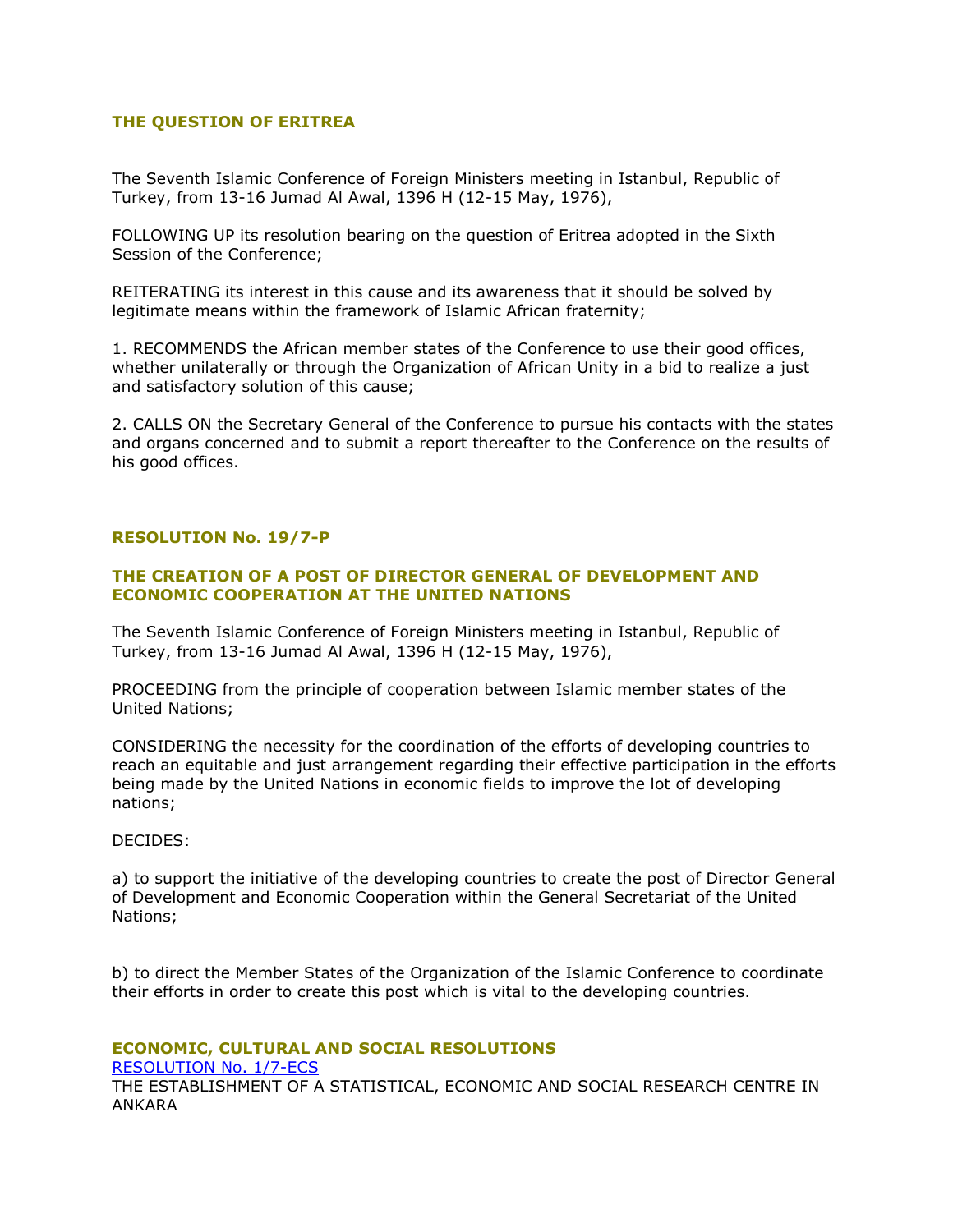### THE QUESTION OF ERITREA

The Seventh Islamic Conference of Foreign Ministers meeting in Istanbul, Republic of Turkey, from 13-16 Jumad Al Awal, 1396 H (12-15 May, 1976),

FOLLOWING UP its resolution bearing on the question of Eritrea adopted in the Sixth Session of the Conference;

REITERATING its interest in this cause and its awareness that it should be solved by legitimate means within the framework of Islamic African fraternity;

1. RECOMMENDS the African member states of the Conference to use their good offices, whether unilaterally or through the Organization of African Unity in a bid to realize a just and satisfactory solution of this cause;

2. CALLS ON the Secretary General of the Conference to pursue his contacts with the states and organs concerned and to submit a report thereafter to the Conference on the results of his good offices.

### RESOLUTION No. 19/7-P

### THE CREATION OF A POST OF DIRECTOR GENERAL OF DEVELOPMENT AND ECONOMIC COOPERATION AT THE UNITED NATIONS

The Seventh Islamic Conference of Foreign Ministers meeting in Istanbul, Republic of Turkey, from 13-16 Jumad Al Awal, 1396 H (12-15 May, 1976),

PROCEEDING from the principle of cooperation between Islamic member states of the United Nations;

CONSIDERING the necessity for the coordination of the efforts of developing countries to reach an equitable and just arrangement regarding their effective participation in the efforts being made by the United Nations in economic fields to improve the lot of developing nations;

DECIDES:

a) to support the initiative of the developing countries to create the post of Director General of Development and Economic Cooperation within the General Secretariat of the United Nations;

b) to direct the Member States of the Organization of the Islamic Conference to coordinate their efforts in order to create this post which is vital to the developing countries.

### ECONOMIC, CULTURAL AND SOCIAL RESOLUTIONS

RESOLUTION No. 1/7-ECS

THE ESTABLISHMENT OF A STATISTICAL, ECONOMIC AND SOCIAL RESEARCH CENTRE IN ANKARA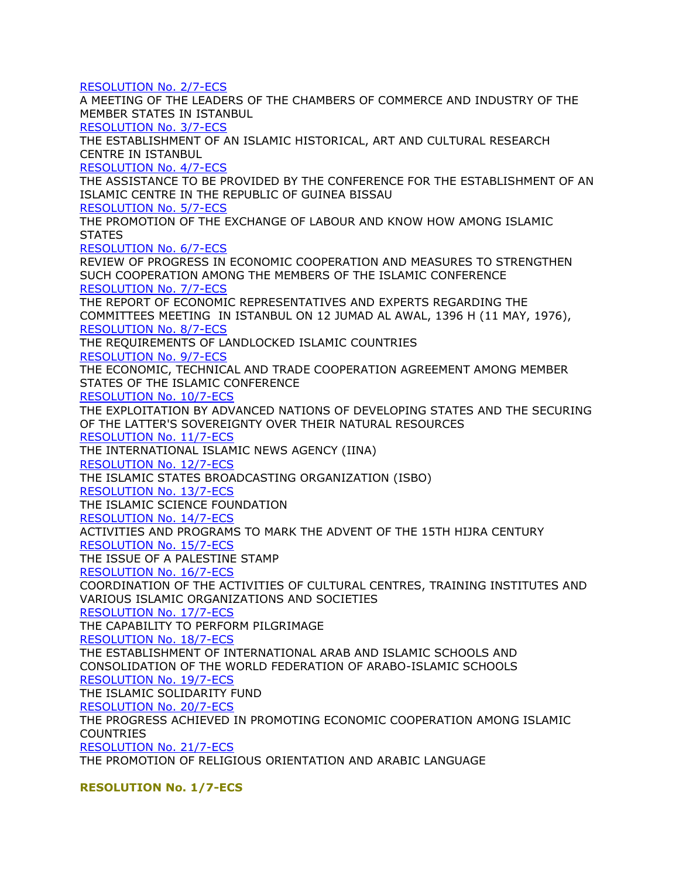[RESOLUTION No. 2/7-ECS]

A MEETING OF THE LEADERS OF THE CHAMBERS OF COMMERCE AND INDUSTRY OF THE MEMBER STATES IN ISTANBUL

[RESOLUTION No. 3/7-ECS]

THE ESTABLISHMENT OF AN ISLAMIC HISTORICAL, ART AND CULTURAL RESEARCH CENTRE IN ISTANBUL

[RESOLUTION No. 4/7-ECS]

THE ASSISTANCE TO BE PROVIDED BY THE CONFERENCE FOR THE ESTABLISHMENT OF AN ISLAMIC CENTRE IN THE REPUBLIC OF GUINEA BISSAU

[RESOLUTION No. 5/7-ECS]

THE PROMOTION OF THE EXCHANGE OF LABOUR AND KNOW HOW AMONG ISLAMIC STATES

[RESOLUTION No. 6/7-ECS]

REVIEW OF PROGRESS IN ECONOMIC COOPERATION AND MEASURES TO STRENGTHEN SUCH COOPERATION AMONG THE MEMBERS OF THE ISLAMIC CONFERENCE

[RESOLUTION No. 7/7-ECS]

THE REPORT OF ECONOMIC REPRESENTATIVES AND EXPERTS REGARDING THE COMMITTEES MEETING IN ISTANBUL ON 12 JUMAD AL AWAL, 1396 H (11 MAY, 1976),

[RESOLUTION No. 8/7-ECS]

THE REQUIREMENTS OF LANDLOCKED ISLAMIC COUNTRIES

[RESOLUTION No. 9/7-ECS]

THE ECONOMIC, TECHNICAL AND TRADE COOPERATION AGREEMENT AMONG MEMBER STATES OF THE ISLAMIC CONFERENCE

[RESOLUTION No. 10/7-ECS]

THE EXPLOITATION BY ADVANCED NATIONS OF DEVELOPING STATES AND THE SECURING OF THE LATTER'S SOVEREIGNTY OVER THEIR NATURAL RESOURCES

[RESOLUTION No. 11/7-ECS]

THE INTERNATIONAL ISLAMIC NEWS AGENCY (IINA)

[RESOLUTION No. 12/7-ECS]

THE ISLAMIC STATES BROADCASTING ORGANIZATION (ISBO)

[RESOLUTION No. 13/7-ECS]

THE ISLAMIC SCIENCE FOUNDATION

[RESOLUTION No. 14/7-ECS]

ACTIVITIES AND PROGRAMS TO MARK THE ADVENT OF THE 15TH HIJRA CENTURY

[RESOLUTION No. 15/7-ECS]

THE ISSUE OF A PALESTINE STAMP

[RESOLUTION No. 16/7-ECS]

COORDINATION OF THE ACTIVITIES OF CULTURAL CENTRES, TRAINING INSTITUTES AND VARIOUS ISLAMIC ORGANIZATIONS AND SOCIETIES

[RESOLUTION No. 17/7-ECS]

THE CAPABILITY TO PERFORM PILGRIMAGE

[RESOLUTION No. 18/7-ECS]

THE ESTABLISHMENT OF INTERNATIONAL ARAB AND ISLAMIC SCHOOLS AND CONSOLIDATION OF THE WORLD FEDERATION OF ARABO-ISLAMIC SCHOOLS

[RESOLUTION No. 19/7-ECS]

THE ISLAMIC SOLIDARITY FUND

[RESOLUTION No. 20/7-ECS]

THE PROGRESS ACHIEVED IN PROMOTING ECONOMIC COOPERATION AMONG ISLAMIC COUNTRIES

[RESOLUTION No. 21/7-ECS]

THE PROMOTION OF RELIGIOUS ORIENTATION AND ARABIC LANGUAGE

**RESOLUTION No. 1/7-ECS**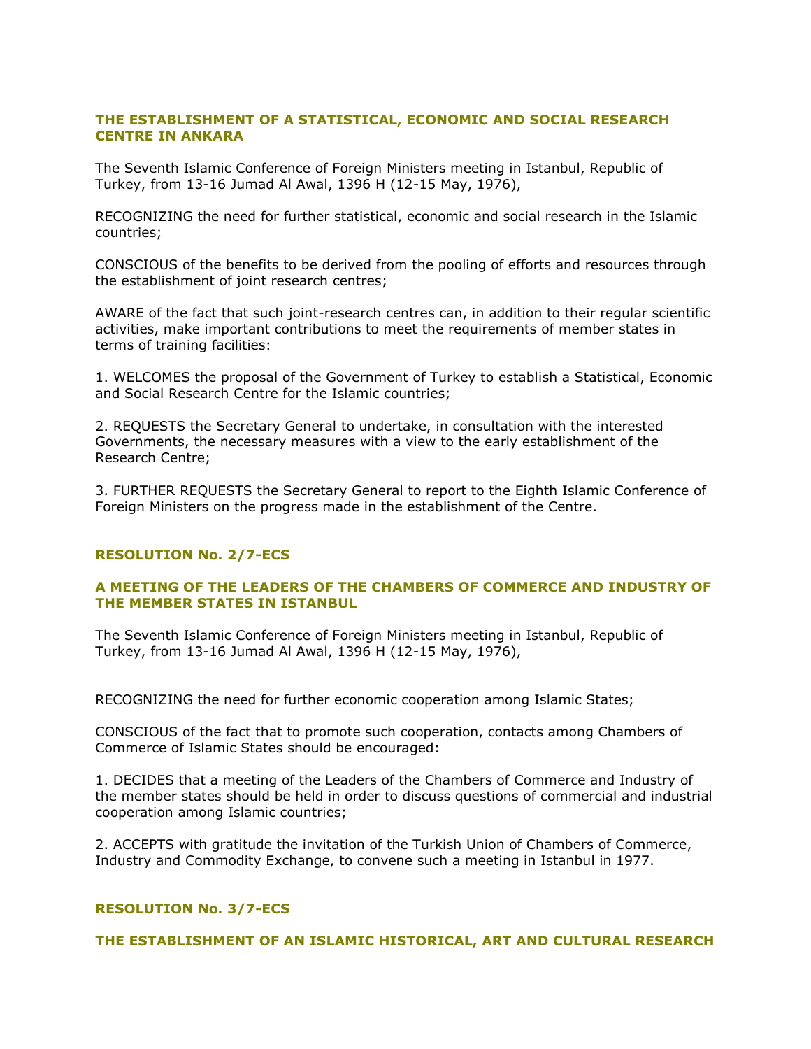### THE ESTABLISHMENT OF A STATISTICAL, ECONOMIC AND SOCIAL RESEARCH CENTRE IN ANKARA

The Seventh Islamic Conference of Foreign Ministers meeting in Istanbul, Republic of Turkey, from 13-16 Jumad Al Awal, 1396 H (12-15 May, 1976),

RECOGNIZING the need for further statistical, economic and social research in the Islamic countries;

CONSCIOUS of the benefits to be derived from the pooling of efforts and resources through the establishment of joint research centres;

AWARE of the fact that such joint-research centres can, in addition to their regular scientific activities, make important contributions to meet the requirements of member states in terms of training facilities:

1. WELCOMES the proposal of the Government of Turkey to establish a Statistical, Economic and Social Research Centre for the Islamic countries;

2. REQUESTS the Secretary General to undertake, in consultation with the interested Governments, the necessary measures with a view to the early establishment of the Research Centre;

3. FURTHER REQUESTS the Secretary General to report to the Eighth Islamic Conference of Foreign Ministers on the progress made in the establishment of the Centre.

### RESOLUTION No. 2/7-ECS

### A MEETING OF THE LEADERS OF THE CHAMBERS OF COMMERCE AND INDUSTRY OF THE MEMBER STATES IN ISTANBUL

The Seventh Islamic Conference of Foreign Ministers meeting in Istanbul, Republic of Turkey, from 13-16 Jumad Al Awal, 1396 H (12-15 May, 1976),

RECOGNIZING the need for further economic cooperation among Islamic States;

CONSCIOUS of the fact that to promote such cooperation, contacts among Chambers of Commerce of Islamic States should be encouraged:

1. DECIDES that a meeting of the Leaders of the Chambers of Commerce and Industry of the member states should be held in order to discuss questions of commercial and industrial cooperation among Islamic countries;

2. ACCEPTS with gratitude the invitation of the Turkish Union of Chambers of Commerce, Industry and Commodity Exchange, to convene such a meeting in Istanbul in 1977.

### RESOLUTION No. 3/7-ECS

### THE ESTABLISHMENT OF AN ISLAMIC HISTORICAL, ART AND CULTURAL RESEARCH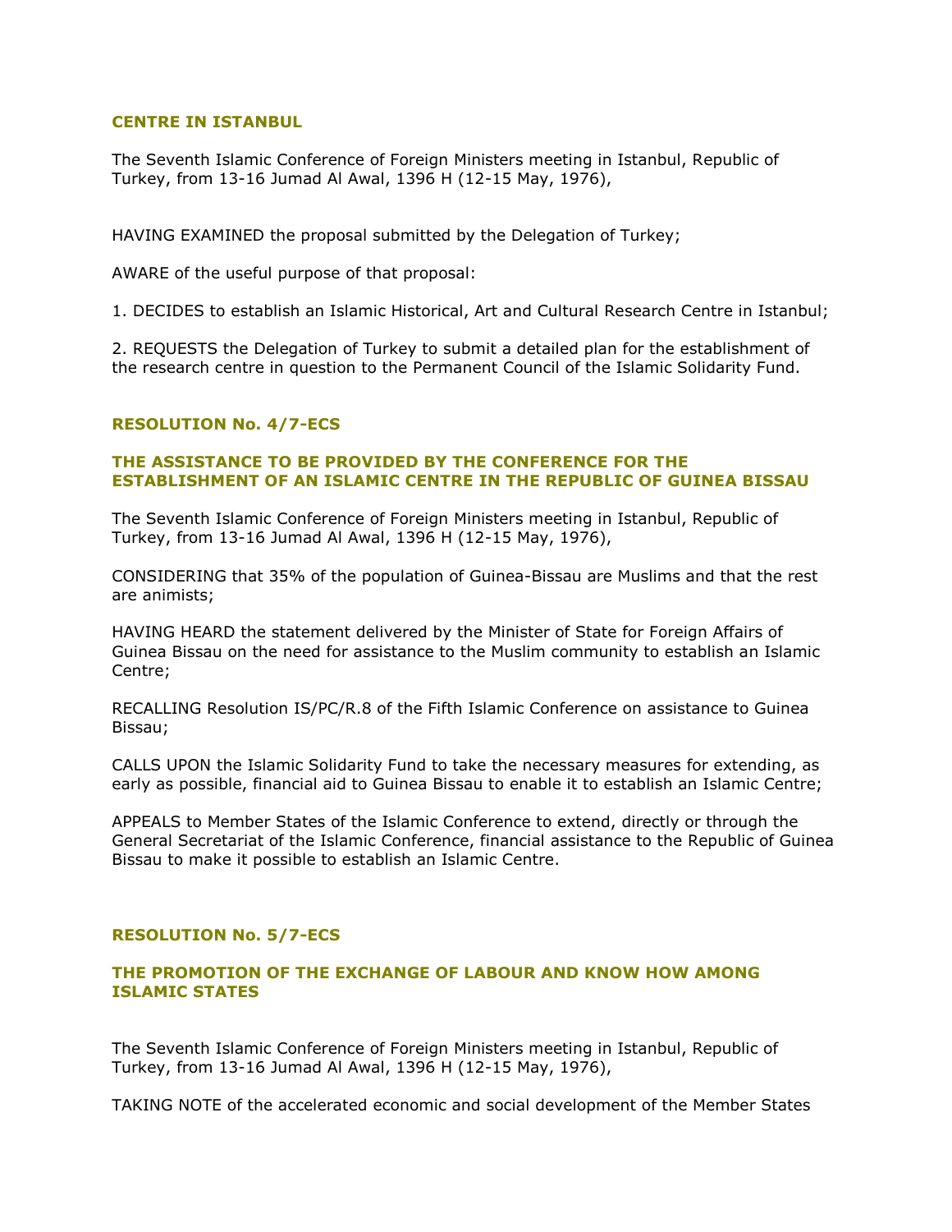**CENTRE IN ISTANBUL**

The Seventh Islamic Conference of Foreign Ministers meeting in Istanbul, Republic of Turkey, from 13-16 Jumad Al Awal, 1396 H (12-15 May, 1976),

HAVING EXAMINED the proposal submitted by the Delegation of Turkey;

AWARE of the useful purpose of that proposal:

1. DECIDES to establish an Islamic Historical, Art and Cultural Research Centre in Istanbul;

2. REQUESTS the Delegation of Turkey to submit a detailed plan for the establishment of the research centre in question to the Permanent Council of the Islamic Solidarity Fund.

## RESOLUTION No. 4/7-ECS

### THE ASSISTANCE TO BE PROVIDED BY THE CONFERENCE FOR THE ESTABLISHMENT OF AN ISLAMIC CENTRE IN THE REPUBLIC OF GUINEA BISSAU

The Seventh Islamic Conference of Foreign Ministers meeting in Istanbul, Republic of Turkey, from 13-16 Jumad Al Awal, 1396 H (12-15 May, 1976),

CONSIDERING that 35% of the population of Guinea-Bissau are Muslims and that the rest are animists;

HAVING HEARD the statement delivered by the Minister of State for Foreign Affairs of Guinea Bissau on the need for assistance to the Muslim community to establish an Islamic Centre;

RECALLING Resolution IS/PC/R.8 of the Fifth Islamic Conference on assistance to Guinea Bissau;

CALLS UPON the Islamic Solidarity Fund to take the necessary measures for extending, as early as possible, financial aid to Guinea Bissau to enable it to establish an Islamic Centre;

APPEALS to Member States of the Islamic Conference to extend, directly or through the General Secretariat of the Islamic Conference, financial assistance to the Republic of Guinea Bissau to make it possible to establish an Islamic Centre.

## RESOLUTION No. 5/7-ECS

### THE PROMOTION OF THE EXCHANGE OF LABOUR AND KNOW HOW AMONG ISLAMIC STATES

The Seventh Islamic Conference of Foreign Ministers meeting in Istanbul, Republic of Turkey, from 13-16 Jumad Al Awal, 1396 H (12-15 May, 1976),

TAKING NOTE of the accelerated economic and social development of the Member States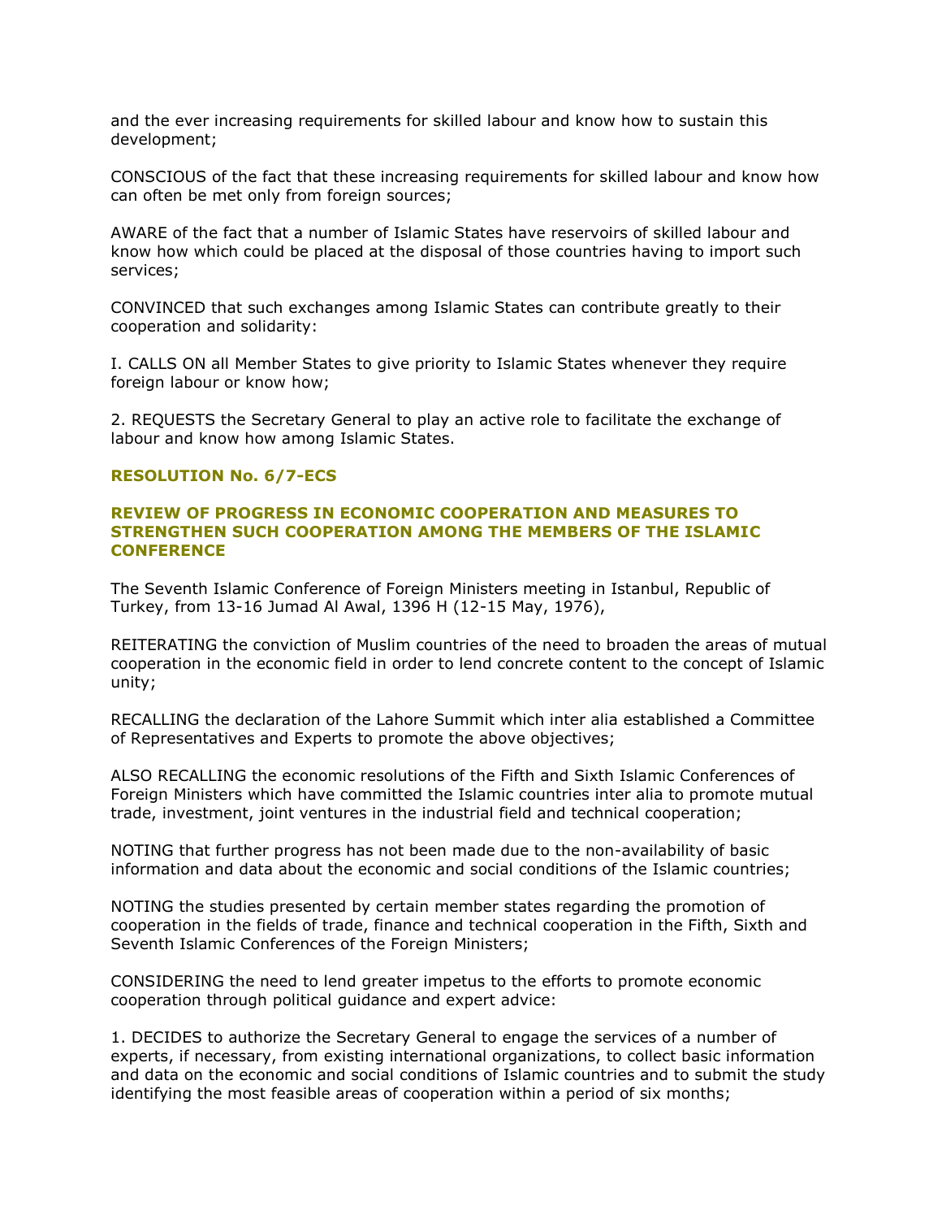and the ever increasing requirements for skilled labour and know how to sustain this development;

CONSCIOUS of the fact that these increasing requirements for skilled labour and know how can often be met only from foreign sources;

AWARE of the fact that a number of Islamic States have reservoirs of skilled labour and know how which could be placed at the disposal of those countries having to import such services;

CONVINCED that such exchanges among Islamic States can contribute greatly to their cooperation and solidarity:

I. CALLS ON all Member States to give priority to Islamic States whenever they require foreign labour or know how;

2. REQUESTS the Secretary General to play an active role to facilitate the exchange of labour and know how among Islamic States.

### RESOLUTION No. 6/7-ECS

### REVIEW OF PROGRESS IN ECONOMIC COOPERATION AND MEASURES TO STRENGTHEN SUCH COOPERATION AMONG THE MEMBERS OF THE ISLAMIC CONFERENCE

The Seventh Islamic Conference of Foreign Ministers meeting in Istanbul, Republic of Turkey, from 13-16 Jumad Al Awal, 1396 H (12-15 May, 1976),

REITERATING the conviction of Muslim countries of the need to broaden the areas of mutual cooperation in the economic field in order to lend concrete content to the concept of Islamic unity;

RECALLING the declaration of the Lahore Summit which inter alia established a Committee of Representatives and Experts to promote the above objectives;

ALSO RECALLING the economic resolutions of the Fifth and Sixth Islamic Conferences of Foreign Ministers which have committed the Islamic countries inter alia to promote mutual trade, investment, joint ventures in the industrial field and technical cooperation;

NOTING that further progress has not been made due to the non-availability of basic information and data about the economic and social conditions of the Islamic countries;

NOTING the studies presented by certain member states regarding the promotion of cooperation in the fields of trade, finance and technical cooperation in the Fifth, Sixth and Seventh Islamic Conferences of the Foreign Ministers;

CONSIDERING the need to lend greater impetus to the efforts to promote economic cooperation through political guidance and expert advice:

1. DECIDES to authorize the Secretary General to engage the services of a number of experts, if necessary, from existing international organizations, to collect basic information and data on the economic and social conditions of Islamic countries and to submit the study identifying the most feasible areas of cooperation within a period of six months;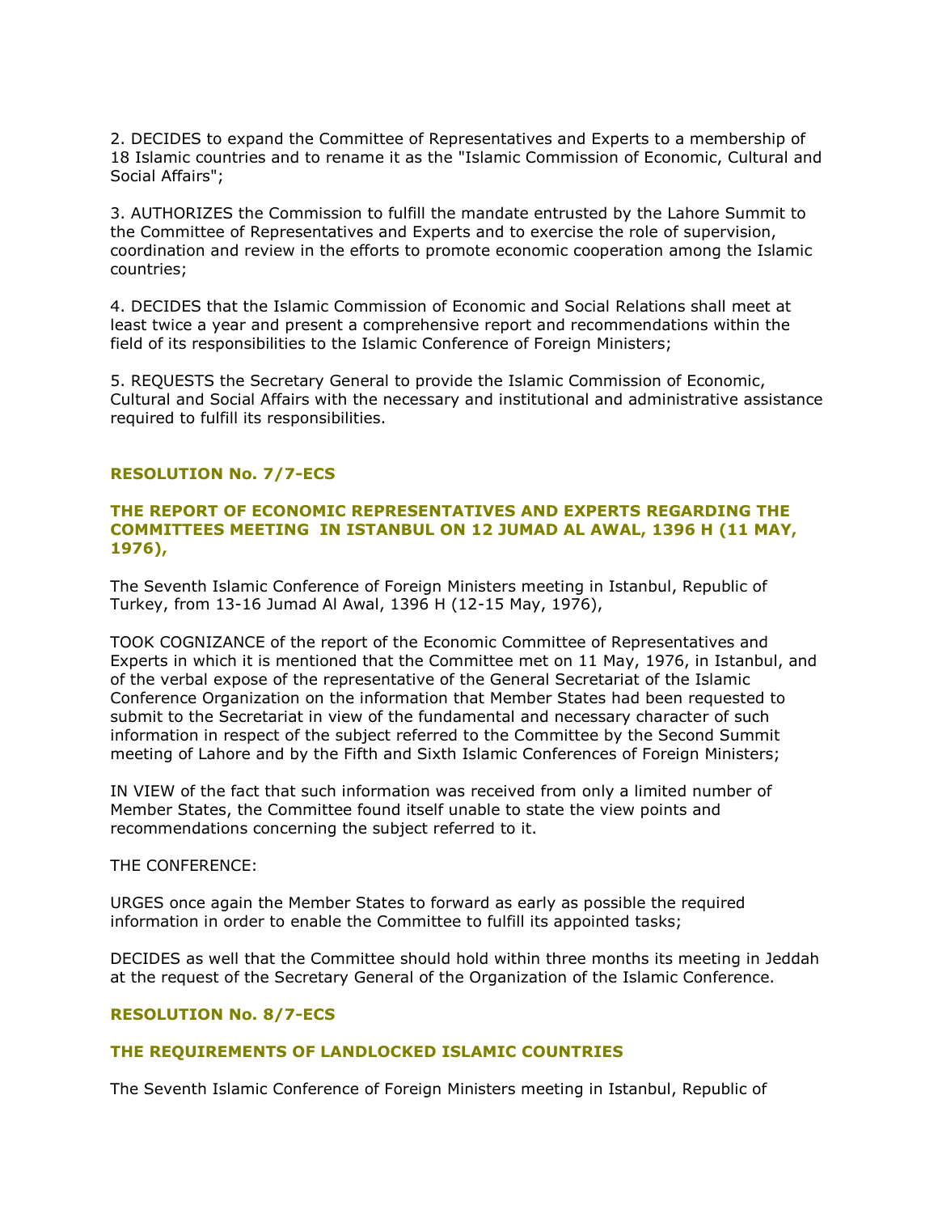2. DECIDES to expand the Committee of Representatives and Experts to a membership of 18 Islamic countries and to rename it as the "Islamic Commission of Economic, Cultural and Social Affairs";

3. AUTHORIZES the Commission to fulfill the mandate entrusted by the Lahore Summit to the Committee of Representatives and Experts and to exercise the role of supervision, coordination and review in the efforts to promote economic cooperation among the Islamic countries;

4. DECIDES that the Islamic Commission of Economic and Social Relations shall meet at least twice a year and present a comprehensive report and recommendations within the field of its responsibilities to the Islamic Conference of Foreign Ministers;

5. REQUESTS the Secretary General to provide the Islamic Commission of Economic, Cultural and Social Affairs with the necessary and institutional and administrative assistance required to fulfill its responsibilities.

### RESOLUTION No. 7/7-ECS

### THE REPORT OF ECONOMIC REPRESENTATIVES AND EXPERTS REGARDING THE COMMITTEES MEETING IN ISTANBUL ON 12 JUMAD AL AWAL, 1396 H (11 MAY, 1976),

The Seventh Islamic Conference of Foreign Ministers meeting in Istanbul, Republic of Turkey, from 13-16 Jumad Al Awal, 1396 H (12-15 May, 1976),

TOOK COGNIZANCE of the report of the Economic Committee of Representatives and Experts in which it is mentioned that the Committee met on 11 May, 1976, in Istanbul, and of the verbal expose of the representative of the General Secretariat of the Islamic Conference Organization on the information that Member States had been requested to submit to the Secretariat in view of the fundamental and necessary character of such information in respect of the subject referred to the Committee by the Second Summit meeting of Lahore and by the Fifth and Sixth Islamic Conferences of Foreign Ministers;

IN VIEW of the fact that such information was received from only a limited number of Member States, the Committee found itself unable to state the view points and recommendations concerning the subject referred to it.

THE CONFERENCE:

URGES once again the Member States to forward as early as possible the required information in order to enable the Committee to fulfill its appointed tasks;

DECIDES as well that the Committee should hold within three months its meeting in Jeddah at the request of the Secretary General of the Organization of the Islamic Conference.

### RESOLUTION No. 8/7-ECS

### THE REQUIREMENTS OF LANDLOCKED ISLAMIC COUNTRIES

The Seventh Islamic Conference of Foreign Ministers meeting in Istanbul, Republic of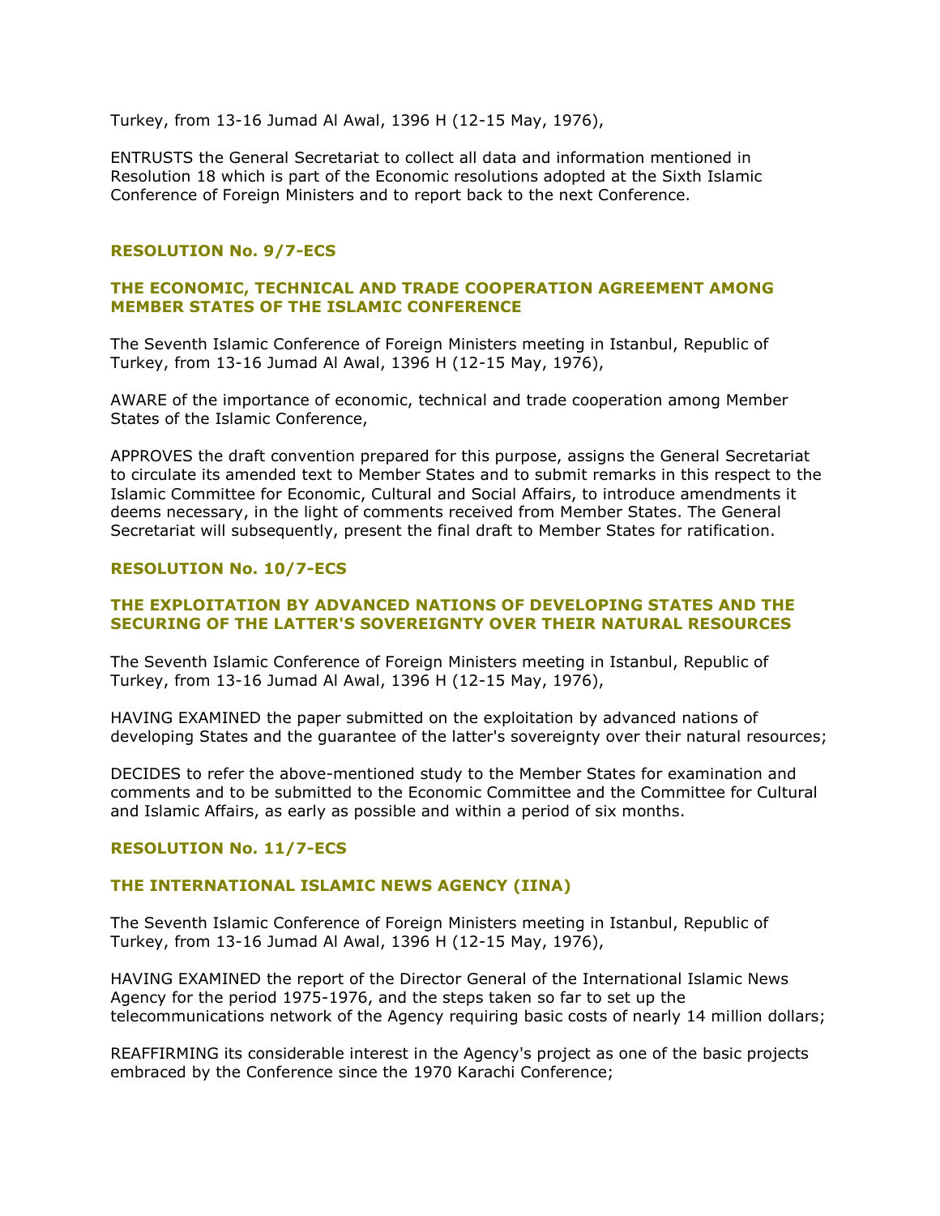Turkey, from 13-16 Jumad Al Awal, 1396 H (12-15 May, 1976),

ENTRUSTS the General Secretariat to collect all data and information mentioned in Resolution 18 which is part of the Economic resolutions adopted at the Sixth Islamic Conference of Foreign Ministers and to report back to the next Conference.

### RESOLUTION No. 9/7-ECS

### THE ECONOMIC, TECHNICAL AND TRADE COOPERATION AGREEMENT AMONG MEMBER STATES OF THE ISLAMIC CONFERENCE

The Seventh Islamic Conference of Foreign Ministers meeting in Istanbul, Republic of Turkey, from 13-16 Jumad Al Awal, 1396 H (12-15 May, 1976),

AWARE of the importance of economic, technical and trade cooperation among Member States of the Islamic Conference,

APPROVES the draft convention prepared for this purpose, assigns the General Secretariat to circulate its amended text to Member States and to submit remarks in this respect to the Islamic Committee for Economic, Cultural and Social Affairs, to introduce amendments it deems necessary, in the light of comments received from Member States. The General Secretariat will subsequently, present the final draft to Member States for ratification.

### RESOLUTION No. 10/7-ECS

### THE EXPLOITATION BY ADVANCED NATIONS OF DEVELOPING STATES AND THE SECURING OF THE LATTER'S SOVEREIGNTY OVER THEIR NATURAL RESOURCES

The Seventh Islamic Conference of Foreign Ministers meeting in Istanbul, Republic of Turkey, from 13-16 Jumad Al Awal, 1396 H (12-15 May, 1976),

HAVING EXAMINED the paper submitted on the exploitation by advanced nations of developing States and the guarantee of the latter's sovereignty over their natural resources;

DECIDES to refer the above-mentioned study to the Member States for examination and comments and to be submitted to the Economic Committee and the Committee for Cultural and Islamic Affairs, as early as possible and within a period of six months.

### RESOLUTION No. 11/7-ECS

### THE INTERNATIONAL ISLAMIC NEWS AGENCY (IINA)

The Seventh Islamic Conference of Foreign Ministers meeting in Istanbul, Republic of Turkey, from 13-16 Jumad Al Awal, 1396 H (12-15 May, 1976),

HAVING EXAMINED the report of the Director General of the International Islamic News Agency for the period 1975-1976, and the steps taken so far to set up the telecommunications network of the Agency requiring basic costs of nearly 14 million dollars;

REAFFIRMING its considerable interest in the Agency's project as one of the basic projects embraced by the Conference since the 1970 Karachi Conference;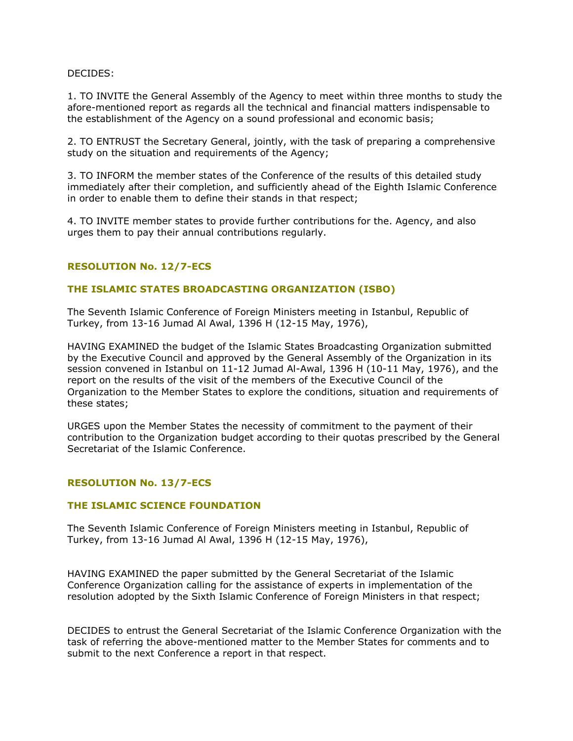DECIDES:

1. TO INVITE the General Assembly of the Agency to meet within three months to study the afore-mentioned report as regards all the technical and financial matters indispensable to the establishment of the Agency on a sound professional and economic basis;

2. TO ENTRUST the Secretary General, jointly, with the task of preparing a comprehensive study on the situation and requirements of the Agency;

3. TO INFORM the member states of the Conference of the results of this detailed study immediately after their completion, and sufficiently ahead of the Eighth Islamic Conference in order to enable them to define their stands in that respect;

4. TO INVITE member states to provide further contributions for the. Agency, and also urges them to pay their annual contributions regularly.

### RESOLUTION No. 12/7-ECS

### THE ISLAMIC STATES BROADCASTING ORGANIZATION (ISBO)

The Seventh Islamic Conference of Foreign Ministers meeting in Istanbul, Republic of Turkey, from 13-16 Jumad Al Awal, 1396 H (12-15 May, 1976),

HAVING EXAMINED the budget of the Islamic States Broadcasting Organization submitted by the Executive Council and approved by the General Assembly of the Organization in its session convened in Istanbul on 11-12 Jumad Al-Awal, 1396 H (10-11 May, 1976), and the report on the results of the visit of the members of the Executive Council of the Organization to the Member States to explore the conditions, situation and requirements of these states;

URGES upon the Member States the necessity of commitment to the payment of their contribution to the Organization budget according to their quotas prescribed by the General Secretariat of the Islamic Conference.

### RESOLUTION No. 13/7-ECS

### THE ISLAMIC SCIENCE FOUNDATION

The Seventh Islamic Conference of Foreign Ministers meeting in Istanbul, Republic of Turkey, from 13-16 Jumad Al Awal, 1396 H (12-15 May, 1976),

HAVING EXAMINED the paper submitted by the General Secretariat of the Islamic Conference Organization calling for the assistance of experts in implementation of the resolution adopted by the Sixth Islamic Conference of Foreign Ministers in that respect;

DECIDES to entrust the General Secretariat of the Islamic Conference Organization with the task of referring the above-mentioned matter to the Member States for comments and to submit to the next Conference a report in that respect.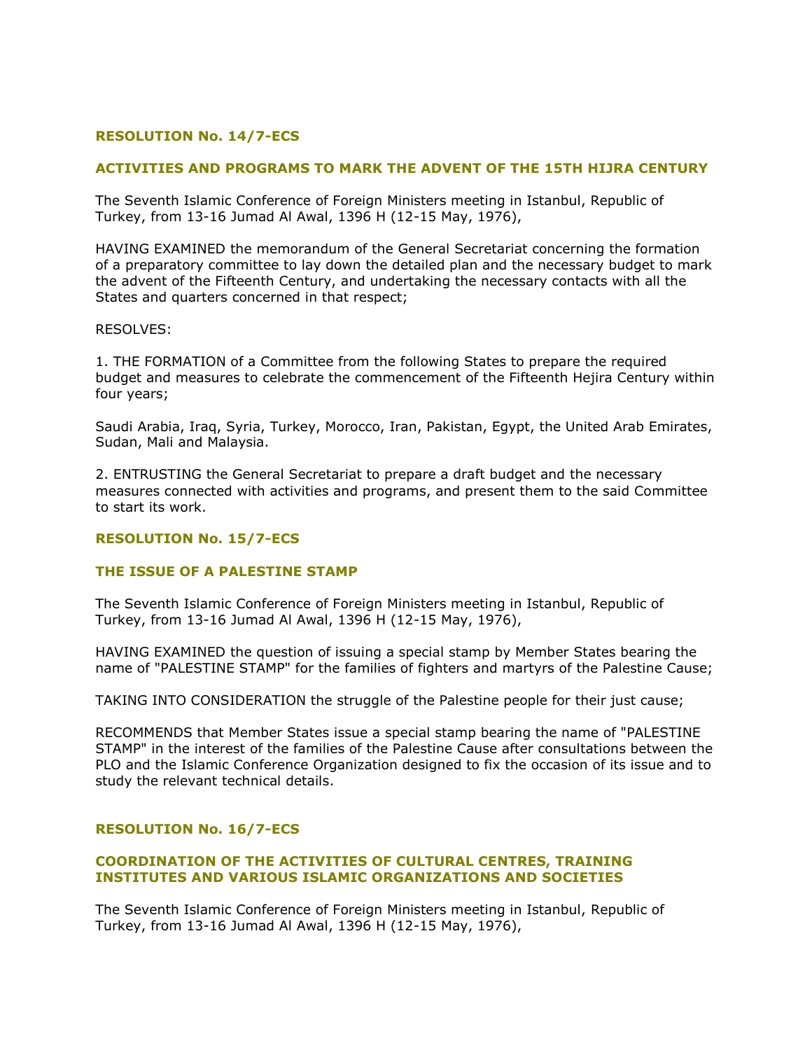### RESOLUTION No. 14/7-ECS

### ACTIVITIES AND PROGRAMS TO MARK THE ADVENT OF THE 15TH HIJRA CENTURY

The Seventh Islamic Conference of Foreign Ministers meeting in Istanbul, Republic of Turkey, from 13-16 Jumad Al Awal, 1396 H (12-15 May, 1976),

HAVING EXAMINED the memorandum of the General Secretariat concerning the formation of a preparatory committee to lay down the detailed plan and the necessary budget to mark the advent of the Fifteenth Century, and undertaking the necessary contacts with all the States and quarters concerned in that respect;

RESOLVES:

1. THE FORMATION of a Committee from the following States to prepare the required budget and measures to celebrate the commencement of the Fifteenth Hejira Century within four years;

Saudi Arabia, Iraq, Syria, Turkey, Morocco, Iran, Pakistan, Egypt, the United Arab Emirates, Sudan, Mali and Malaysia.

2. ENTRUSTING the General Secretariat to prepare a draft budget and the necessary measures connected with activities and programs, and present them to the said Committee to start its work.

### RESOLUTION No. 15/7-ECS

### THE ISSUE OF A PALESTINE STAMP

The Seventh Islamic Conference of Foreign Ministers meeting in Istanbul, Republic of Turkey, from 13-16 Jumad Al Awal, 1396 H (12-15 May, 1976),

HAVING EXAMINED the question of issuing a special stamp by Member States bearing the name of "PALESTINE STAMP" for the families of fighters and martyrs of the Palestine Cause;

TAKING INTO CONSIDERATION the struggle of the Palestine people for their just cause;

RECOMMENDS that Member States issue a special stamp bearing the name of "PALESTINE STAMP" in the interest of the families of the Palestine Cause after consultations between the PLO and the Islamic Conference Organization designed to fix the occasion of its issue and to study the relevant technical details.

### RESOLUTION No. 16/7-ECS

### COORDINATION OF THE ACTIVITIES OF CULTURAL CENTRES, TRAINING INSTITUTES AND VARIOUS ISLAMIC ORGANIZATIONS AND SOCIETIES

The Seventh Islamic Conference of Foreign Ministers meeting in Istanbul, Republic of Turkey, from 13-16 Jumad Al Awal, 1396 H (12-15 May, 1976),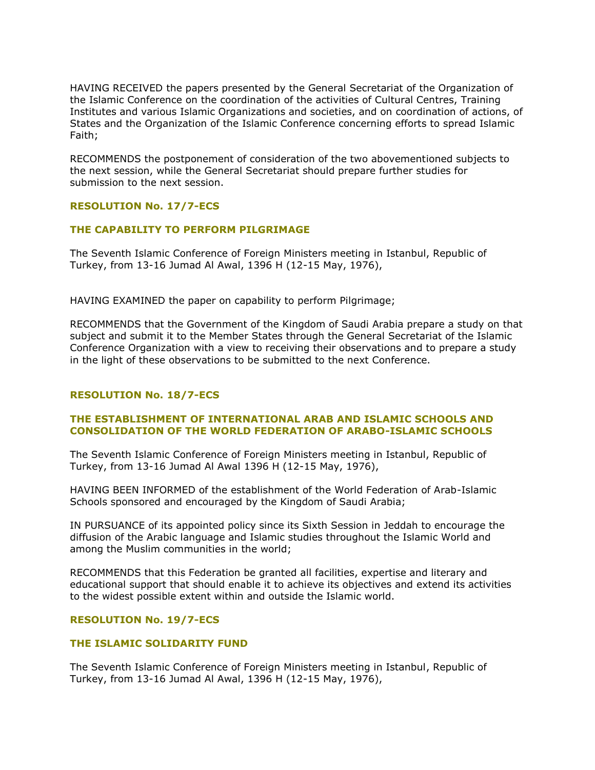HAVING RECEIVED the papers presented by the General Secretariat of the Organization of the Islamic Conference on the coordination of the activities of Cultural Centres, Training Institutes and various Islamic Organizations and societies, and on coordination of actions, of States and the Organization of the Islamic Conference concerning efforts to spread Islamic Faith;

RECOMMENDS the postponement of consideration of the two abovementioned subjects to the next session, while the General Secretariat should prepare further studies for submission to the next session.

### RESOLUTION No. 17/7-ECS

### THE CAPABILITY TO PERFORM PILGRIMAGE

The Seventh Islamic Conference of Foreign Ministers meeting in Istanbul, Republic of Turkey, from 13-16 Jumad Al Awal, 1396 H (12-15 May, 1976),

HAVING EXAMINED the paper on capability to perform Pilgrimage;

RECOMMENDS that the Government of the Kingdom of Saudi Arabia prepare a study on that subject and submit it to the Member States through the General Secretariat of the Islamic Conference Organization with a view to receiving their observations and to prepare a study in the light of these observations to be submitted to the next Conference.

### RESOLUTION No. 18/7-ECS

### THE ESTABLISHMENT OF INTERNATIONAL ARAB AND ISLAMIC SCHOOLS AND CONSOLIDATION OF THE WORLD FEDERATION OF ARABO-ISLAMIC SCHOOLS

The Seventh Islamic Conference of Foreign Ministers meeting in Istanbul, Republic of Turkey, from 13-16 Jumad Al Awal 1396 H (12-15 May, 1976),

HAVING BEEN INFORMED of the establishment of the World Federation of Arab-Islamic Schools sponsored and encouraged by the Kingdom of Saudi Arabia;

IN PURSUANCE of its appointed policy since its Sixth Session in Jeddah to encourage the diffusion of the Arabic language and Islamic studies throughout the Islamic World and among the Muslim communities in the world;

RECOMMENDS that this Federation be granted all facilities, expertise and literary and educational support that should enable it to achieve its objectives and extend its activities to the widest possible extent within and outside the Islamic world.

### RESOLUTION No. 19/7-ECS

### THE ISLAMIC SOLIDARITY FUND

The Seventh Islamic Conference of Foreign Ministers meeting in Istanbul, Republic of Turkey, from 13-16 Jumad Al Awal, 1396 H (12-15 May, 1976),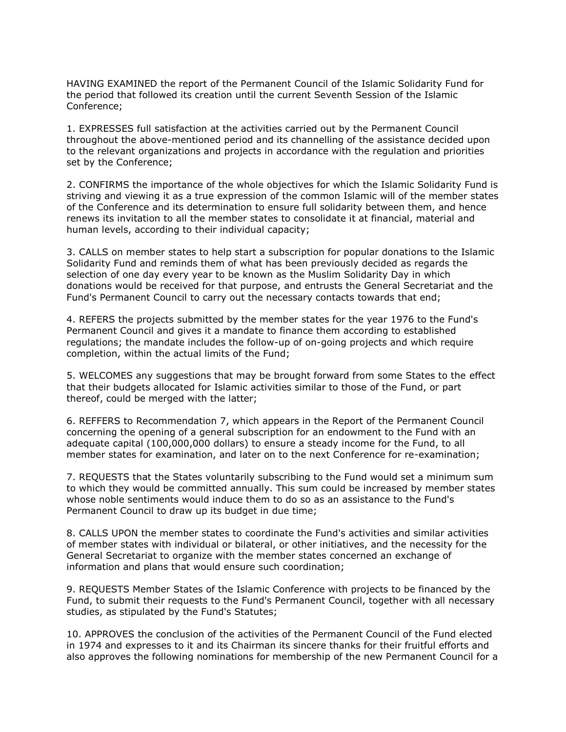HAVING EXAMINED the report of the Permanent Council of the Islamic Solidarity Fund for the period that followed its creation until the current Seventh Session of the Islamic Conference;

1. EXPRESSES full satisfaction at the activities carried out by the Permanent Council throughout the above-mentioned period and its channelling of the assistance decided upon to the relevant organizations and projects in accordance with the regulation and priorities set by the Conference;

2. CONFIRMS the importance of the whole objectives for which the Islamic Solidarity Fund is striving and viewing it as a true expression of the common Islamic will of the member states of the Conference and its determination to ensure full solidarity between them, and hence renews its invitation to all the member states to consolidate it at financial, material and human levels, according to their individual capacity;

3. CALLS on member states to help start a subscription for popular donations to the Islamic Solidarity Fund and reminds them of what has been previously decided as regards the selection of one day every year to be known as the Muslim Solidarity Day in which donations would be received for that purpose, and entrusts the General Secretariat and the Fund's Permanent Council to carry out the necessary contacts towards that end;

4. REFERS the projects submitted by the member states for the year 1976 to the Fund's Permanent Council and gives it a mandate to finance them according to established regulations; the mandate includes the follow-up of on-going projects and which require completion, within the actual limits of the Fund;

5. WELCOMES any suggestions that may be brought forward from some States to the effect that their budgets allocated for Islamic activities similar to those of the Fund, or part thereof, could be merged with the latter;

6. REFFERS to Recommendation 7, which appears in the Report of the Permanent Council concerning the opening of a general subscription for an endowment to the Fund with an adequate capital (100,000,000 dollars) to ensure a steady income for the Fund, to all member states for examination, and later on to the next Conference for re-examination;

7. REQUESTS that the States voluntarily subscribing to the Fund would set a minimum sum to which they would be committed annually. This sum could be increased by member states whose noble sentiments would induce them to do so as an assistance to the Fund's Permanent Council to draw up its budget in due time;

8. CALLS UPON the member states to coordinate the Fund's activities and similar activities of member states with individual or bilateral, or other initiatives, and the necessity for the General Secretariat to organize with the member states concerned an exchange of information and plans that would ensure such coordination;

9. REQUESTS Member States of the Islamic Conference with projects to be financed by the Fund, to submit their requests to the Fund's Permanent Council, together with all necessary studies, as stipulated by the Fund's Statutes;

10. APPROVES the conclusion of the activities of the Permanent Council of the Fund elected in 1974 and expresses to it and its Chairman its sincere thanks for their fruitful efforts and also approves the following nominations for membership of the new Permanent Council for a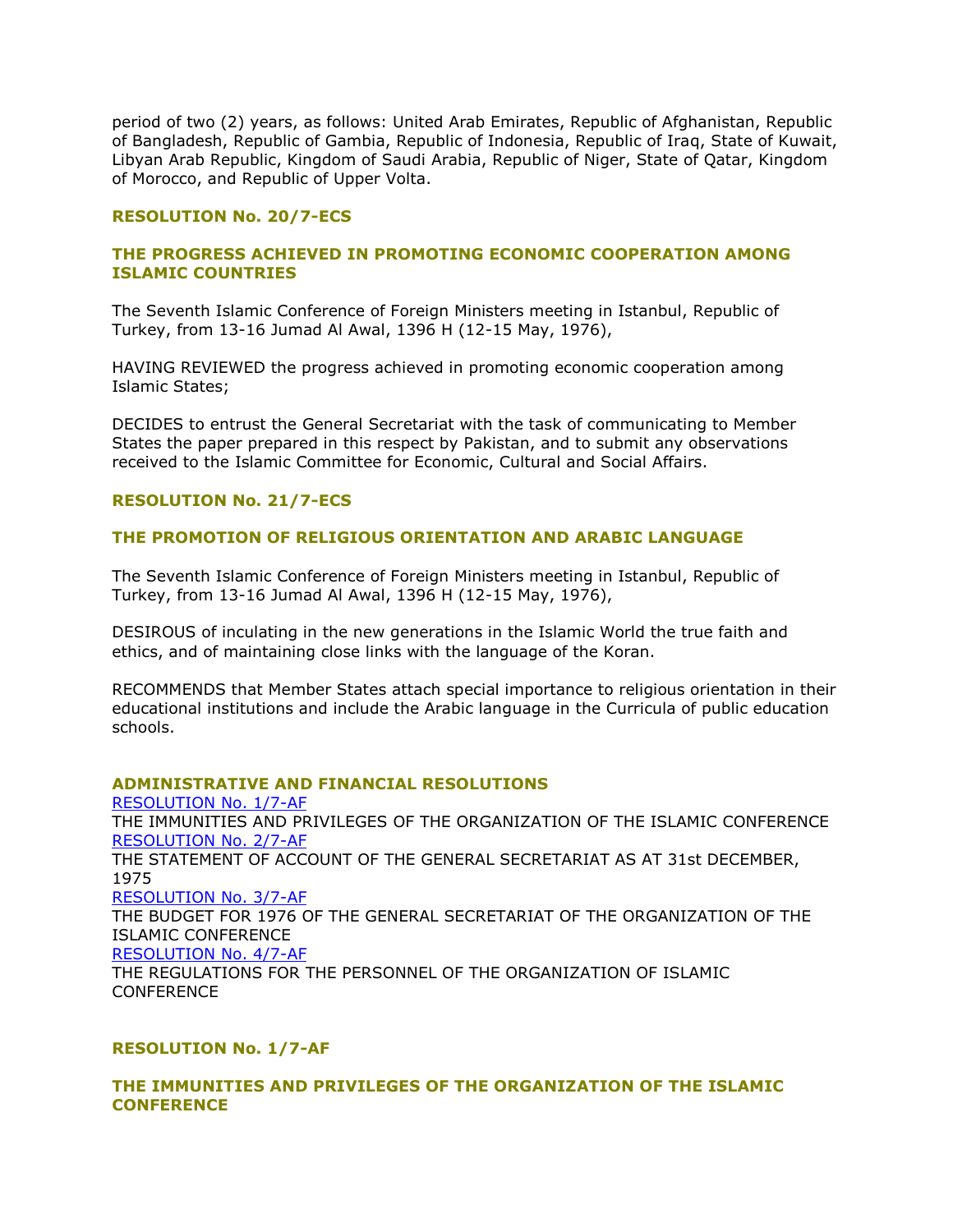period of two (2) years, as follows: United Arab Emirates, Republic of Afghanistan, Republic of Bangladesh, Republic of Gambia, Republic of Indonesia, Republic of Iraq, State of Kuwait, Libyan Arab Republic, Kingdom of Saudi Arabia, Republic of Niger, State of Qatar, Kingdom of Morocco, and Republic of Upper Volta.

### RESOLUTION No. 20/7-ECS

### THE PROGRESS ACHIEVED IN PROMOTING ECONOMIC COOPERATION AMONG ISLAMIC COUNTRIES

The Seventh Islamic Conference of Foreign Ministers meeting in Istanbul, Republic of Turkey, from 13-16 Jumad Al Awal, 1396 H (12-15 May, 1976),

HAVING REVIEWED the progress achieved in promoting economic cooperation among Islamic States;

DECIDES to entrust the General Secretariat with the task of communicating to Member States the paper prepared in this respect by Pakistan, and to submit any observations received to the Islamic Committee for Economic, Cultural and Social Affairs.

### RESOLUTION No. 21/7-ECS

### THE PROMOTION OF RELIGIOUS ORIENTATION AND ARABIC LANGUAGE

The Seventh Islamic Conference of Foreign Ministers meeting in Istanbul, Republic of Turkey, from 13-16 Jumad Al Awal, 1396 H (12-15 May, 1976),

DESIROUS of inculating in the new generations in the Islamic World the true faith and ethics, and of maintaining close links with the language of the Koran.

RECOMMENDS that Member States attach special importance to religious orientation in their educational institutions and include the Arabic language in the Curricula of public education schools.

### ADMINISTRATIVE AND FINANCIAL RESOLUTIONS

RESOLUTION No. 1/7-AF
THE IMMUNITIES AND PRIVILEGES OF THE ORGANIZATION OF THE ISLAMIC CONFERENCE
RESOLUTION No. 2/7-AF
THE STATEMENT OF ACCOUNT OF THE GENERAL SECRETARIAT AS AT 31st DECEMBER, 1975
RESOLUTION No. 3/7-AF
THE BUDGET FOR 1976 OF THE GENERAL SECRETARIAT OF THE ORGANIZATION OF THE ISLAMIC CONFERENCE
RESOLUTION No. 4/7-AF
THE REGULATIONS FOR THE PERSONNEL OF THE ORGANIZATION OF ISLAMIC CONFERENCE

### RESOLUTION No. 1/7-AF

### THE IMMUNITIES AND PRIVILEGES OF THE ORGANIZATION OF THE ISLAMIC CONFERENCE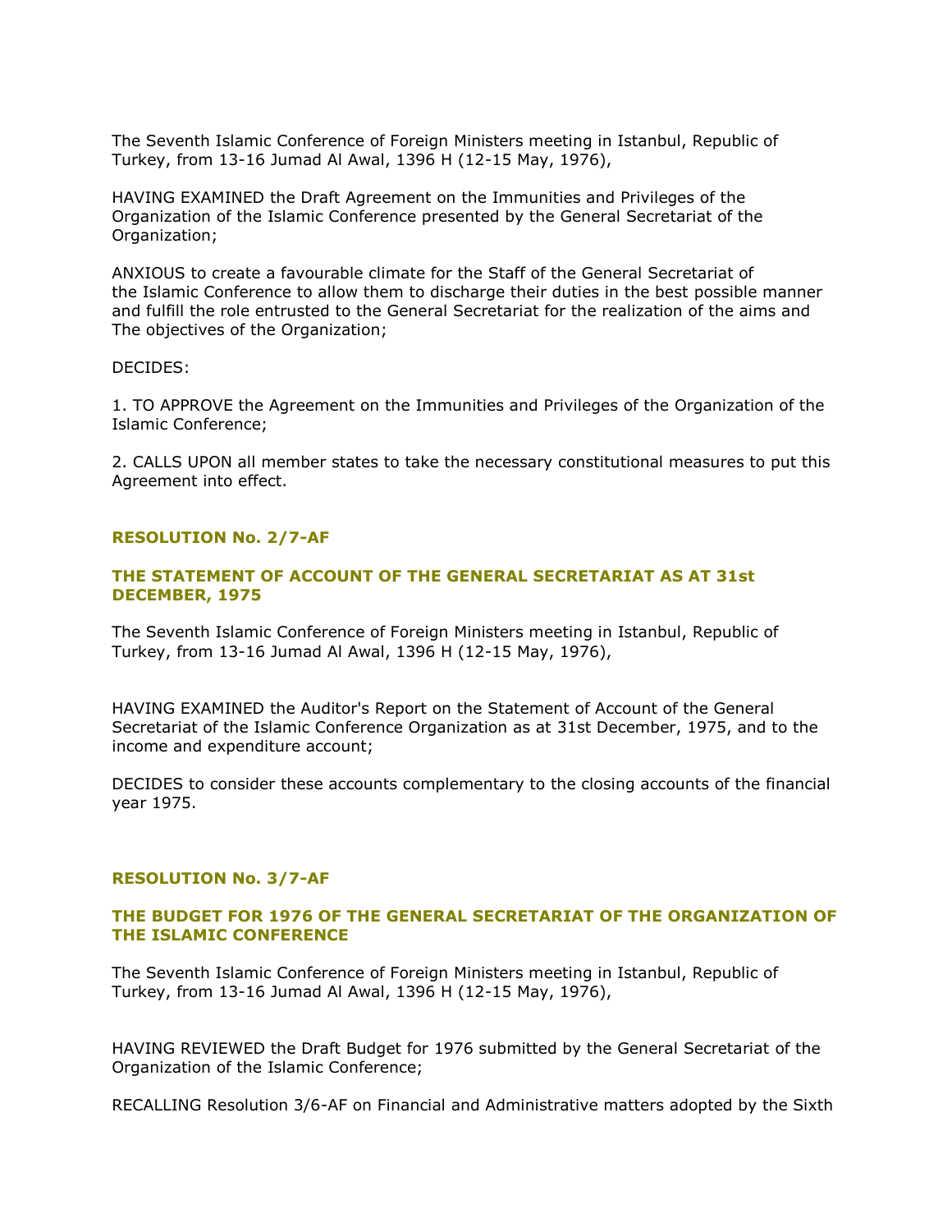The Seventh Islamic Conference of Foreign Ministers meeting in Istanbul, Republic of Turkey, from 13-16 Jumad Al Awal, 1396 H (12-15 May, 1976),

HAVING EXAMINED the Draft Agreement on the Immunities and Privileges of the Organization of the Islamic Conference presented by the General Secretariat of the Organization;

ANXIOUS to create a favourable climate for the Staff of the General Secretariat of the Islamic Conference to allow them to discharge their duties in the best possible manner and fulfill the role entrusted to the General Secretariat for the realization of the aims and The objectives of the Organization;

DECIDES:

1. TO APPROVE the Agreement on the Immunities and Privileges of the Organization of the Islamic Conference;

2. CALLS UPON all member states to take the necessary constitutional measures to put this Agreement into effect.

## RESOLUTION No. 2/7-AF

### THE STATEMENT OF ACCOUNT OF THE GENERAL SECRETARIAT AS AT 31st DECEMBER, 1975

The Seventh Islamic Conference of Foreign Ministers meeting in Istanbul, Republic of Turkey, from 13-16 Jumad Al Awal, 1396 H (12-15 May, 1976),

HAVING EXAMINED the Auditor's Report on the Statement of Account of the General Secretariat of the Islamic Conference Organization as at 31st December, 1975, and to the income and expenditure account;

DECIDES to consider these accounts complementary to the closing accounts of the financial year 1975.

## RESOLUTION No. 3/7-AF

### THE BUDGET FOR 1976 OF THE GENERAL SECRETARIAT OF THE ORGANIZATION OF THE ISLAMIC CONFERENCE

The Seventh Islamic Conference of Foreign Ministers meeting in Istanbul, Republic of Turkey, from 13-16 Jumad Al Awal, 1396 H (12-15 May, 1976),

HAVING REVIEWED the Draft Budget for 1976 submitted by the General Secretariat of the Organization of the Islamic Conference;

RECALLING Resolution 3/6-AF on Financial and Administrative matters adopted by the Sixth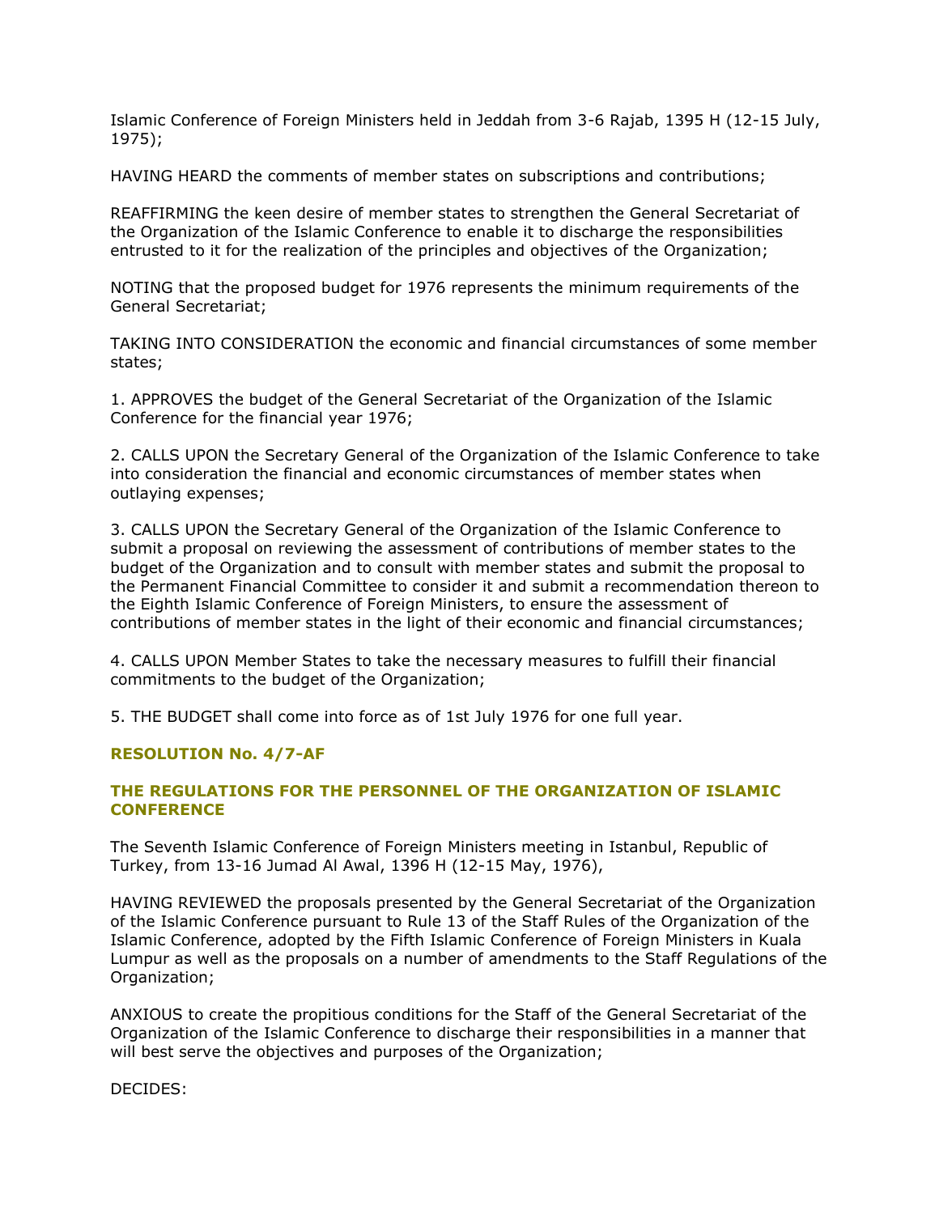Islamic Conference of Foreign Ministers held in Jeddah from 3-6 Rajab, 1395 H (12-15 July, 1975);

HAVING HEARD the comments of member states on subscriptions and contributions;

REAFFIRMING the keen desire of member states to strengthen the General Secretariat of the Organization of the Islamic Conference to enable it to discharge the responsibilities entrusted to it for the realization of the principles and objectives of the Organization;

NOTING that the proposed budget for 1976 represents the minimum requirements of the General Secretariat;

TAKING INTO CONSIDERATION the economic and financial circumstances of some member states;

1. APPROVES the budget of the General Secretariat of the Organization of the Islamic Conference for the financial year 1976;

2. CALLS UPON the Secretary General of the Organization of the Islamic Conference to take into consideration the financial and economic circumstances of member states when outlaying expenses;

3. CALLS UPON the Secretary General of the Organization of the Islamic Conference to submit a proposal on reviewing the assessment of contributions of member states to the budget of the Organization and to consult with member states and submit the proposal to the Permanent Financial Committee to consider it and submit a recommendation thereon to the Eighth Islamic Conference of Foreign Ministers, to ensure the assessment of contributions of member states in the light of their economic and financial circumstances;

4. CALLS UPON Member States to take the necessary measures to fulfill their financial commitments to the budget of the Organization;

5. THE BUDGET shall come into force as of 1st July 1976 for one full year.

### RESOLUTION No. 4/7-AF

### THE REGULATIONS FOR THE PERSONNEL OF THE ORGANIZATION OF ISLAMIC CONFERENCE

The Seventh Islamic Conference of Foreign Ministers meeting in Istanbul, Republic of Turkey, from 13-16 Jumad Al Awal, 1396 H (12-15 May, 1976),

HAVING REVIEWED the proposals presented by the General Secretariat of the Organization of the Islamic Conference pursuant to Rule 13 of the Staff Rules of the Organization of the Islamic Conference, adopted by the Fifth Islamic Conference of Foreign Ministers in Kuala Lumpur as well as the proposals on a number of amendments to the Staff Regulations of the Organization;

ANXIOUS to create the propitious conditions for the Staff of the General Secretariat of the Organization of the Islamic Conference to discharge their responsibilities in a manner that will best serve the objectives and purposes of the Organization;

DECIDES: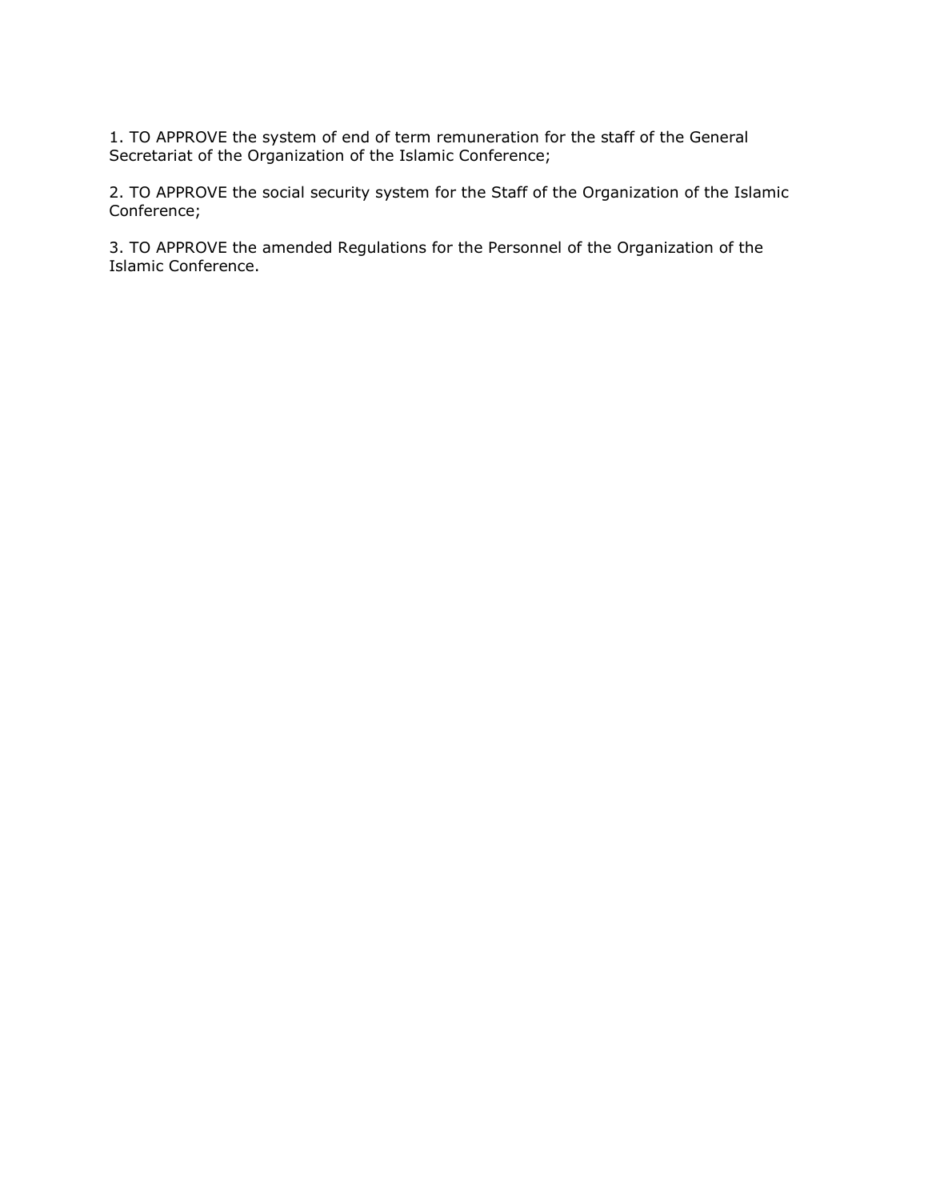1. TO APPROVE the system of end of term remuneration for the staff of the General Secretariat of the Organization of the Islamic Conference;

2. TO APPROVE the social security system for the Staff of the Organization of the Islamic Conference;

3. TO APPROVE the amended Regulations for the Personnel of the Organization of the Islamic Conference.